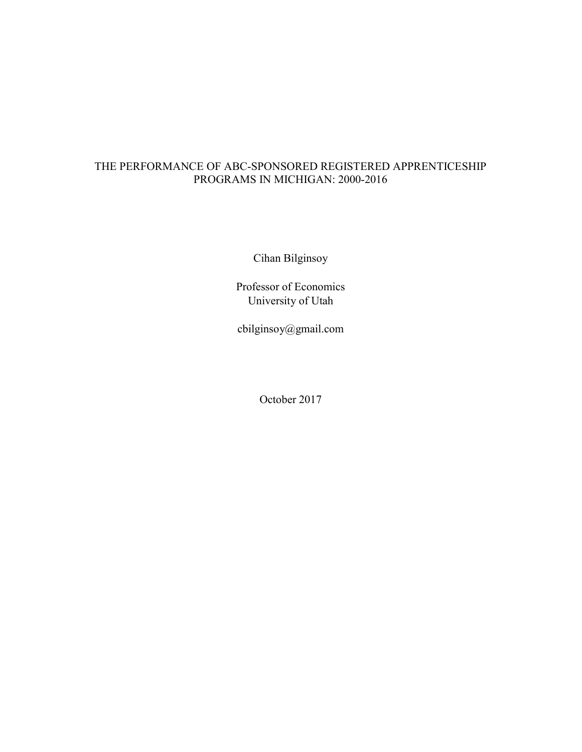# THE PERFORMANCE OF ABC-SPONSORED REGISTERED APPRENTICESHIP PROGRAMS IN MICHIGAN: 2000-2016

Cihan Bilginsoy

Professor of Economics
University of Utah

cbilginsoy@gmail.com

October 2017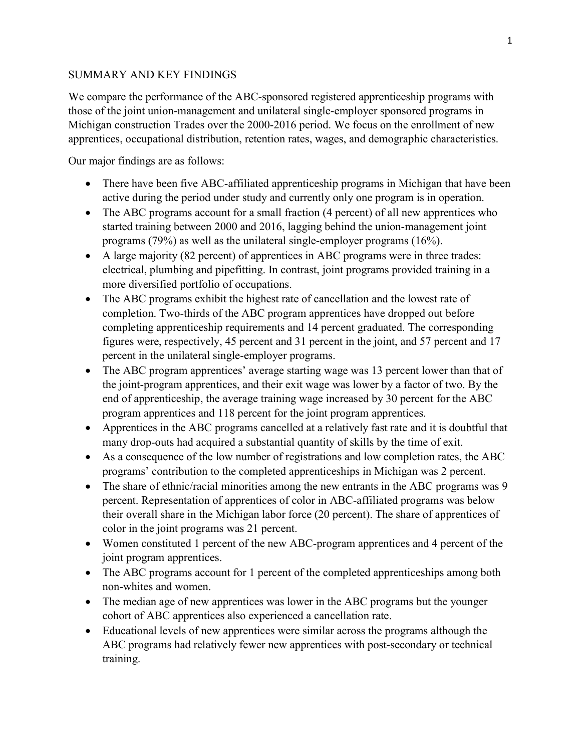SUMMARY AND KEY FINDINGS

We compare the performance of the ABC-sponsored registered apprenticeship programs with those of the joint union-management and unilateral single-employer sponsored programs in Michigan construction Trades over the 2000-2016 period. We focus on the enrollment of new apprentices, occupational distribution, retention rates, wages, and demographic characteristics.

Our major findings are as follows:

- There have been five ABC-affiliated apprenticeship programs in Michigan that have been active during the period under study and currently only one program is in operation.
- The ABC programs account for a small fraction (4 percent) of all new apprentices who started training between 2000 and 2016, lagging behind the union-management joint programs (79%) as well as the unilateral single-employer programs (16%).
- A large majority (82 percent) of apprentices in ABC programs were in three trades: electrical, plumbing and pipefitting. In contrast, joint programs provided training in a more diversified portfolio of occupations.
- The ABC programs exhibit the highest rate of cancellation and the lowest rate of completion. Two-thirds of the ABC program apprentices have dropped out before completing apprenticeship requirements and 14 percent graduated. The corresponding figures were, respectively, 45 percent and 31 percent in the joint, and 57 percent and 17 percent in the unilateral single-employer programs.
- The ABC program apprentices' average starting wage was 13 percent lower than that of the joint-program apprentices, and their exit wage was lower by a factor of two. By the end of apprenticeship, the average training wage increased by 30 percent for the ABC program apprentices and 118 percent for the joint program apprentices.
- Apprentices in the ABC programs cancelled at a relatively fast rate and it is doubtful that many drop-outs had acquired a substantial quantity of skills by the time of exit.
- As a consequence of the low number of registrations and low completion rates, the ABC programs' contribution to the completed apprenticeships in Michigan was 2 percent.
- The share of ethnic/racial minorities among the new entrants in the ABC programs was 9 percent. Representation of apprentices of color in ABC-affiliated programs was below their overall share in the Michigan labor force (20 percent). The share of apprentices of color in the joint programs was 21 percent.
- Women constituted 1 percent of the new ABC-program apprentices and 4 percent of the joint program apprentices.
- The ABC programs account for 1 percent of the completed apprenticeships among both non-whites and women.
- The median age of new apprentices was lower in the ABC programs but the younger cohort of ABC apprentices also experienced a cancellation rate.
- Educational levels of new apprentices were similar across the programs although the ABC programs had relatively fewer new apprentices with post-secondary or technical training.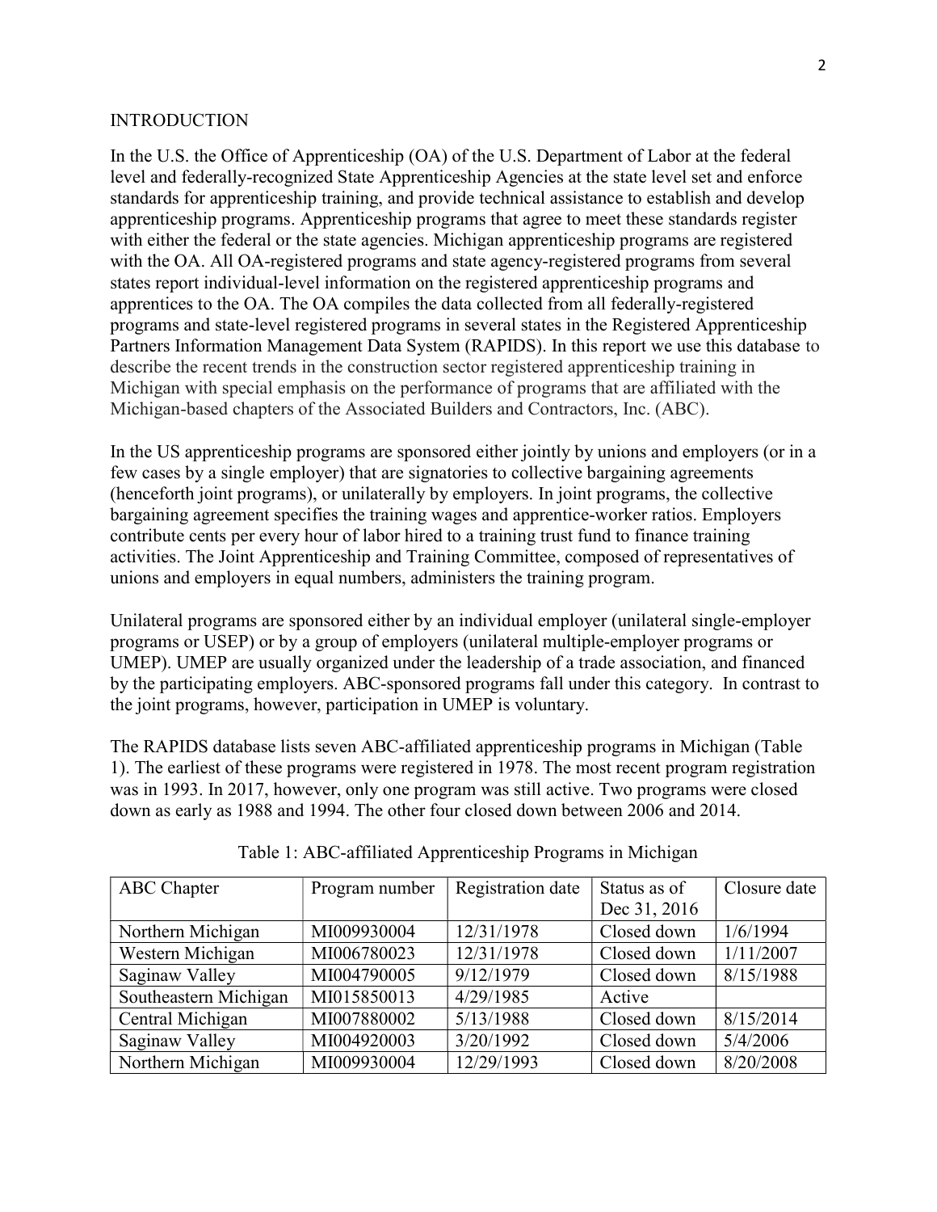## INTRODUCTION

In the U.S. the Office of Apprenticeship (OA) of the U.S. Department of Labor at the federal level and federally-recognized State Apprenticeship Agencies at the state level set and enforce standards for apprenticeship training, and provide technical assistance to establish and develop apprenticeship programs. Apprenticeship programs that agree to meet these standards register with either the federal or the state agencies. Michigan apprenticeship programs are registered with the OA. All OA-registered programs and state agency-registered programs from several states report individual-level information on the registered apprenticeship programs and apprentices to the OA. The OA compiles the data collected from all federally-registered programs and state-level registered programs in several states in the Registered Apprenticeship Partners Information Management Data System (RAPIDS). In this report we use this database to describe the recent trends in the construction sector registered apprenticeship training in Michigan with special emphasis on the performance of programs that are affiliated with the Michigan-based chapters of the Associated Builders and Contractors, Inc. (ABC).

In the US apprenticeship programs are sponsored either jointly by unions and employers (or in a few cases by a single employer) that are signatories to collective bargaining agreements (henceforth joint programs), or unilaterally by employers. In joint programs, the collective bargaining agreement specifies the training wages and apprentice-worker ratios. Employers contribute cents per every hour of labor hired to a training trust fund to finance training activities. The Joint Apprenticeship and Training Committee, composed of representatives of unions and employers in equal numbers, administers the training program.

Unilateral programs are sponsored either by an individual employer (unilateral single-employer programs or USEP) or by a group of employers (unilateral multiple-employer programs or UMEP). UMEP are usually organized under the leadership of a trade association, and financed by the participating employers. ABC-sponsored programs fall under this category. In contrast to the joint programs, however, participation in UMEP is voluntary.

The RAPIDS database lists seven ABC-affiliated apprenticeship programs in Michigan (Table 1). The earliest of these programs were registered in 1978. The most recent program registration was in 1993. In 2017, however, only one program was still active. Two programs were closed down as early as 1988 and 1994. The other four closed down between 2006 and 2014.

Table 1: ABC-affiliated Apprenticeship Programs in Michigan

| ABC Chapter | Program number | Registration date | Status as of Dec 31, 2016 | Closure date |
|---|---|---|---|---|
| Northern Michigan | MI009930004 | 12/31/1978 | Closed down | 1/6/1994 |
| Western Michigan | MI006780023 | 12/31/1978 | Closed down | 1/11/2007 |
| Saginaw Valley | MI004790005 | 9/12/1979 | Closed down | 8/15/1988 |
| Southeastern Michigan | MI015850013 | 4/29/1985 | Active | |
| Central Michigan | MI007880002 | 5/13/1988 | Closed down | 8/15/2014 |
| Saginaw Valley | MI004920003 | 3/20/1992 | Closed down | 5/4/2006 |
| Northern Michigan | MI009930004 | 12/29/1993 | Closed down | 8/20/2008 |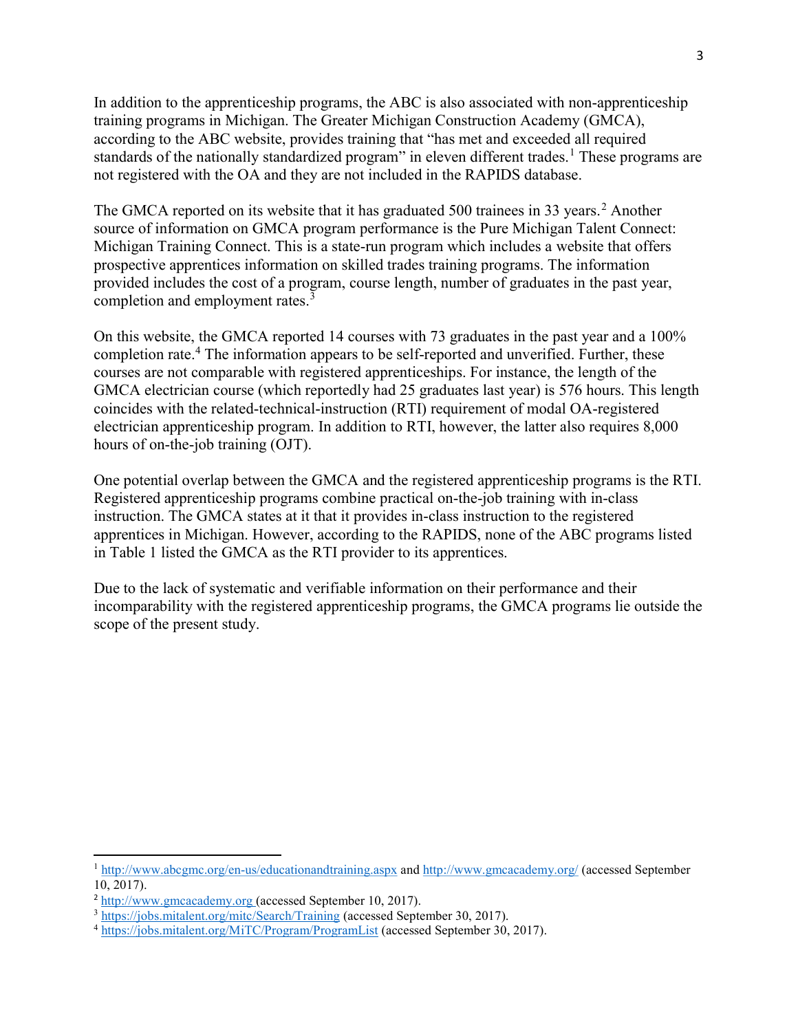In addition to the apprenticeship programs, the ABC is also associated with non-apprenticeship training programs in Michigan. The Greater Michigan Construction Academy (GMCA), according to the ABC website, provides training that "has met and exceeded all required standards of the nationally standardized program" in eleven different trades.[1] These programs are not registered with the OA and they are not included in the RAPIDS database.

The GMCA reported on its website that it has graduated 500 trainees in 33 years.[2] Another source of information on GMCA program performance is the Pure Michigan Talent Connect: Michigan Training Connect. This is a state-run program which includes a website that offers prospective apprentices information on skilled trades training programs. The information provided includes the cost of a program, course length, number of graduates in the past year, completion and employment rates.[3]

On this website, the GMCA reported 14 courses with 73 graduates in the past year and a 100% completion rate.[4] The information appears to be self-reported and unverified. Further, these courses are not comparable with registered apprenticeships. For instance, the length of the GMCA electrician course (which reportedly had 25 graduates last year) is 576 hours. This length coincides with the related-technical-instruction (RTI) requirement of modal OA-registered electrician apprenticeship program. In addition to RTI, however, the latter also requires 8,000 hours of on-the-job training (OJT).

One potential overlap between the GMCA and the registered apprenticeship programs is the RTI. Registered apprenticeship programs combine practical on-the-job training with in-class instruction. The GMCA states at it that it provides in-class instruction to the registered apprentices in Michigan. However, according to the RAPIDS, none of the ABC programs listed in Table 1 listed the GMCA as the RTI provider to its apprentices.

Due to the lack of systematic and verifiable information on their performance and their incomparability with the registered apprenticeship programs, the GMCA programs lie outside the scope of the present study.

---

[1] http://www.abcgmc.org/en-us/educationandtraining.aspx and http://www.gmcacademy.org/ (accessed September 10, 2017).

[2] http://www.gmcacademy.org (accessed September 10, 2017).

[3] https://jobs.mitalent.org/mitc/Search/Training (accessed September 30, 2017).

[4] https://jobs.mitalent.org/MiTC/Program/ProgramList (accessed September 30, 2017).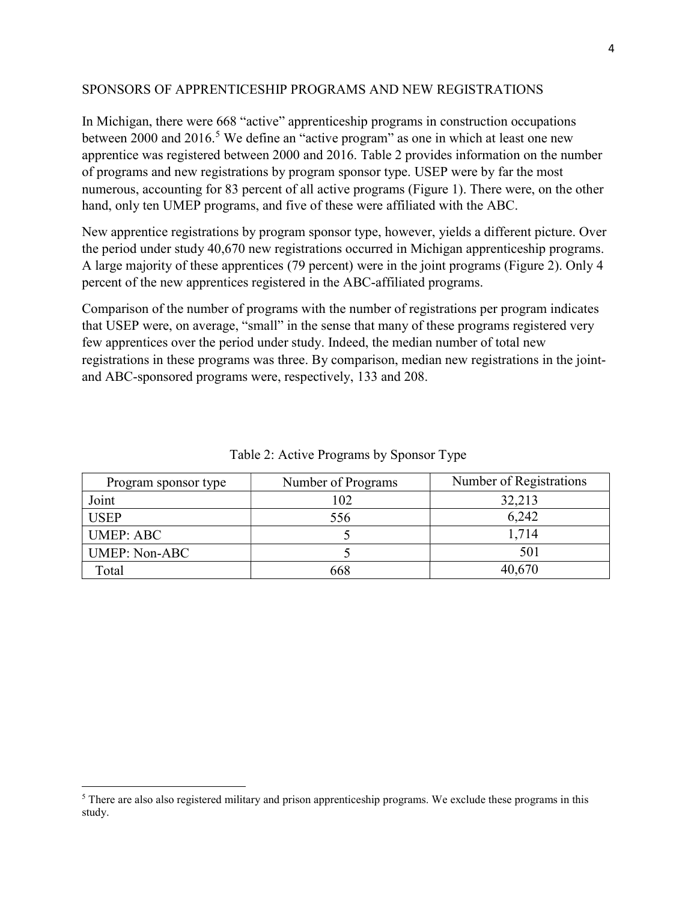## SPONSORS OF APPRENTICESHIP PROGRAMS AND NEW REGISTRATIONS

In Michigan, there were 668 "active" apprenticeship programs in construction occupations between 2000 and 2016.[5] We define an "active program" as one in which at least one new apprentice was registered between 2000 and 2016. Table 2 provides information on the number of programs and new registrations by program sponsor type. USEP were by far the most numerous, accounting for 83 percent of all active programs (Figure 1). There were, on the other hand, only ten UMEP programs, and five of these were affiliated with the ABC.

New apprentice registrations by program sponsor type, however, yields a different picture. Over the period under study 40,670 new registrations occurred in Michigan apprenticeship programs. A large majority of these apprentices (79 percent) were in the joint programs (Figure 2). Only 4 percent of the new apprentices registered in the ABC-affiliated programs.

Comparison of the number of programs with the number of registrations per program indicates that USEP were, on average, "small" in the sense that many of these programs registered very few apprentices over the period under study. Indeed, the median number of total new registrations in these programs was three. By comparison, median new registrations in the joint- and ABC-sponsored programs were, respectively, 133 and 208.

Table 2: Active Programs by Sponsor Type

| Program sponsor type | Number of Programs | Number of Registrations |
|---|---|---|
| Joint | 102 | 32,213 |
| USEP | 556 | 6,242 |
| UMEP: ABC | 5 | 1,714 |
| UMEP: Non-ABC | 5 | 501 |
| Total | 668 | 40,670 |

[5] There are also also registered military and prison apprenticeship programs. We exclude these programs in this study.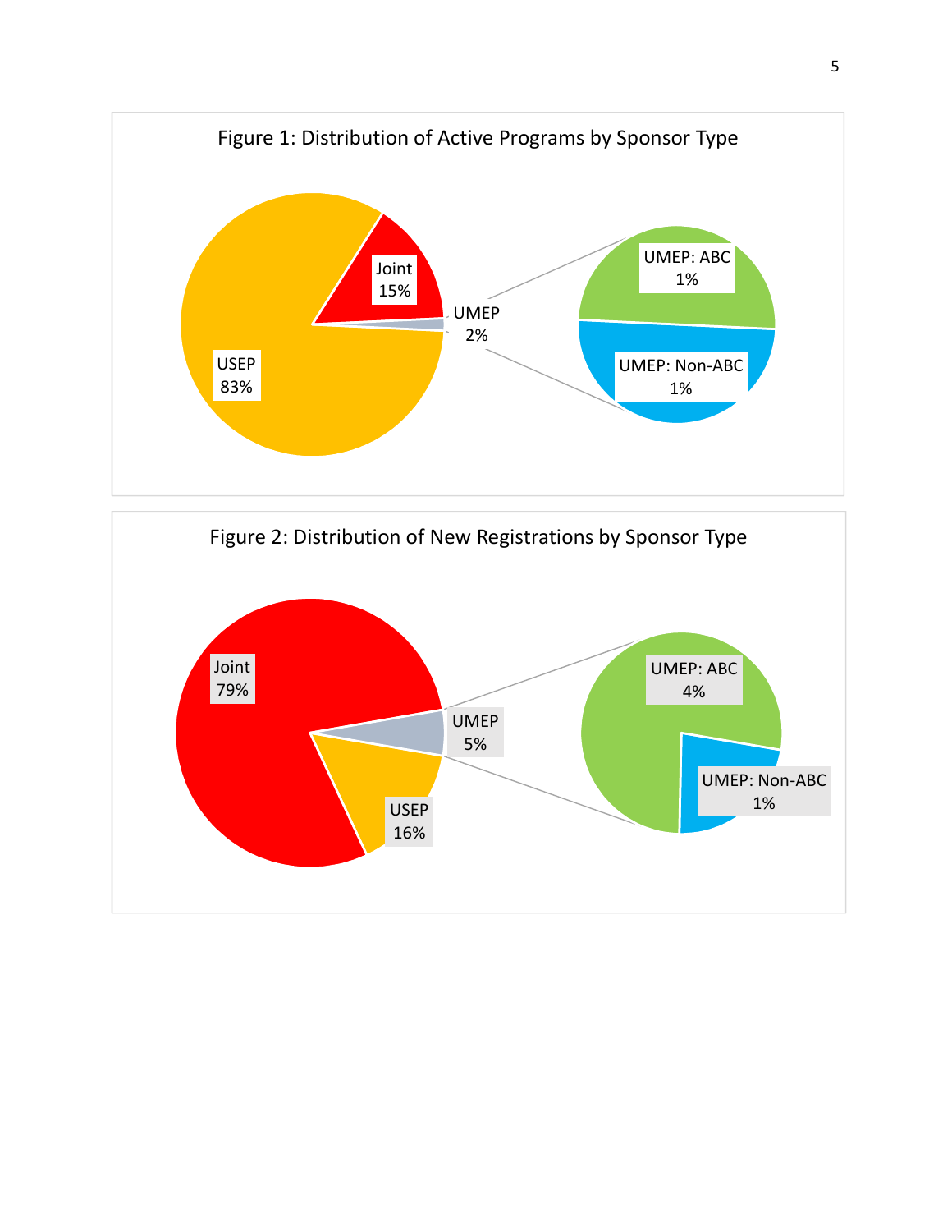Figure 1: Distribution of Active Programs by Sponsor Type

| Sponsor Type | Share |
| --- | --- |
| USEP | 83% |
| Joint | 15% |
| UMEP | 2% |
| UMEP: ABC | 1% |
| UMEP: Non-ABC | 1% |

Figure 2: Distribution of New Registrations by Sponsor Type

| Sponsor Type | Share |
| --- | --- |
| Joint | 79% |
| USEP | 16% |
| UMEP | 5% |
| UMEP: ABC | 4% |
| UMEP: Non-ABC | 1% |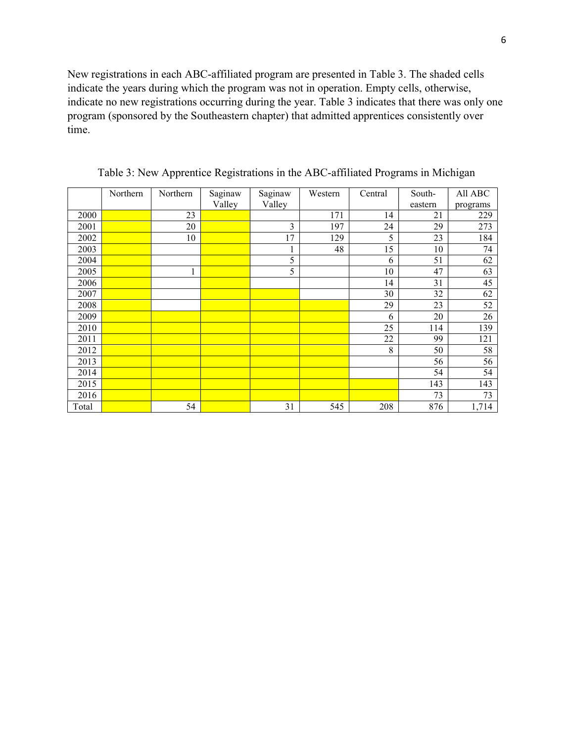New registrations in each ABC-affiliated program are presented in Table 3. The shaded cells indicate the years during which the program was not in operation. Empty cells, otherwise, indicate no new registrations occurring during the year. Table 3 indicates that there was only one program (sponsored by the Southeastern chapter) that admitted apprentices consistently over time.

Table 3: New Apprentice Registrations in the ABC-affiliated Programs in Michigan

| | Northern | Northern | Saginaw Valley | Saginaw Valley | Western | Central | South-eastern | All ABC programs |
|---|---|---|---|---|---|---|---|---|
| 2000 | | 23 | | | 171 | 14 | 21 | 229 |
| 2001 | | 20 | | 3 | 197 | 24 | 29 | 273 |
| 2002 | | 10 | | 17 | 129 | 5 | 23 | 184 |
| 2003 | | | | 1 | 48 | 15 | 10 | 74 |
| 2004 | | | | 5 | | 6 | 51 | 62 |
| 2005 | | 1 | | 5 | | 10 | 47 | 63 |
| 2006 | | | | | | 14 | 31 | 45 |
| 2007 | | | | | | 30 | 32 | 62 |
| 2008 | | | | | | 29 | 23 | 52 |
| 2009 | | | | | | 6 | 20 | 26 |
| 2010 | | | | | | 25 | 114 | 139 |
| 2011 | | | | | | 22 | 99 | 121 |
| 2012 | | | | | | 8 | 50 | 58 |
| 2013 | | | | | | | 56 | 56 |
| 2014 | | | | | | | 54 | 54 |
| 2015 | | | | | | | 143 | 143 |
| 2016 | | | | | | | 73 | 73 |
| Total | | 54 | | 31 | 545 | 208 | 876 | 1,714 |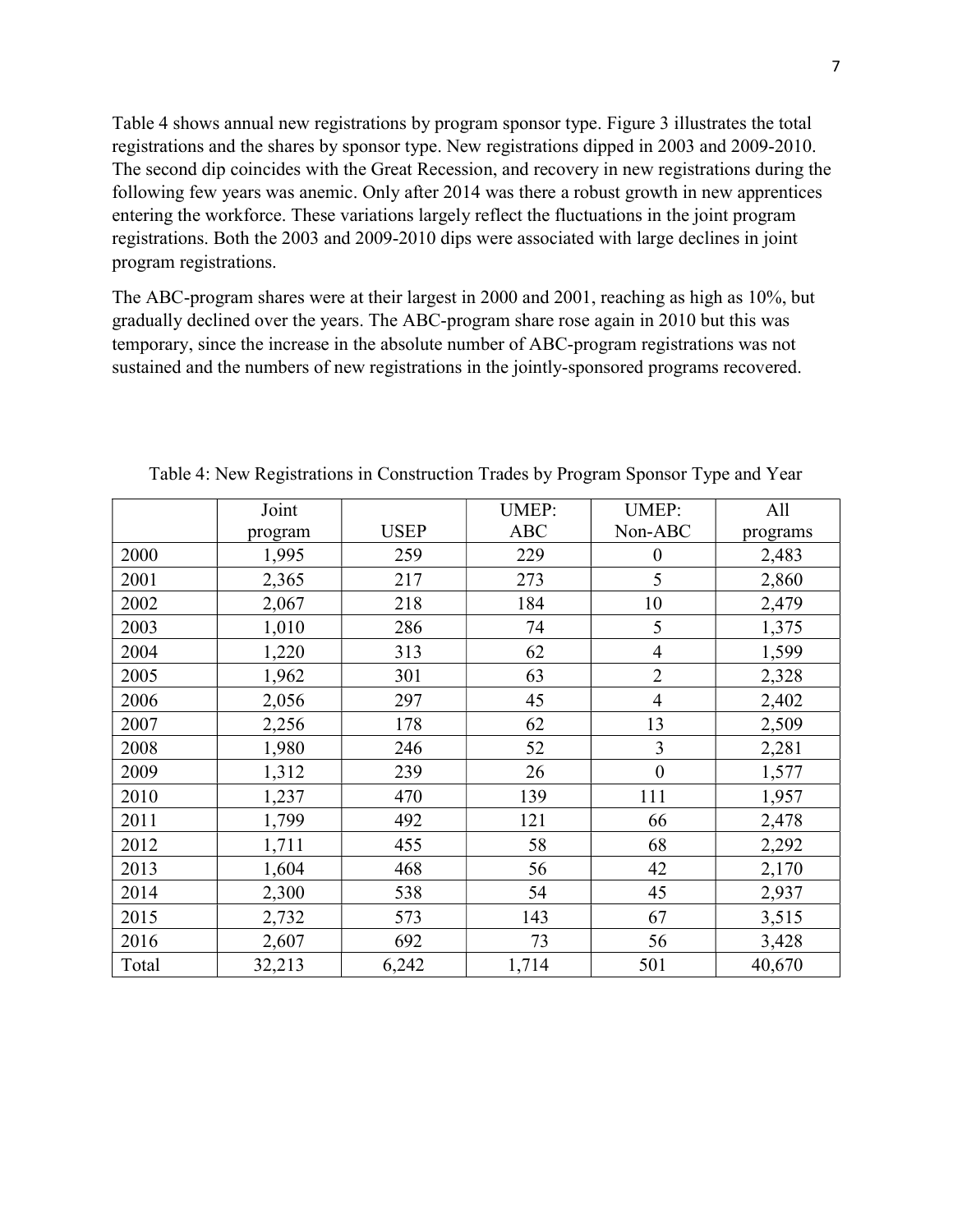Table 4 shows annual new registrations by program sponsor type. Figure 3 illustrates the total registrations and the shares by sponsor type. New registrations dipped in 2003 and 2009-2010. The second dip coincides with the Great Recession, and recovery in new registrations during the following few years was anemic. Only after 2014 was there a robust growth in new apprentices entering the workforce. These variations largely reflect the fluctuations in the joint program registrations. Both the 2003 and 2009-2010 dips were associated with large declines in joint program registrations.

The ABC-program shares were at their largest in 2000 and 2001, reaching as high as 10%, but gradually declined over the years. The ABC-program share rose again in 2010 but this was temporary, since the increase in the absolute number of ABC-program registrations was not sustained and the numbers of new registrations in the jointly-sponsored programs recovered.

Table 4: New Registrations in Construction Trades by Program Sponsor Type and Year

| | Joint program | USEP | UMEP: ABC | UMEP: Non-ABC | All programs |
|---|---|---|---|---|---|
| 2000 | 1,995 | 259 | 229 | 0 | 2,483 |
| 2001 | 2,365 | 217 | 273 | 5 | 2,860 |
| 2002 | 2,067 | 218 | 184 | 10 | 2,479 |
| 2003 | 1,010 | 286 | 74 | 5 | 1,375 |
| 2004 | 1,220 | 313 | 62 | 4 | 1,599 |
| 2005 | 1,962 | 301 | 63 | 2 | 2,328 |
| 2006 | 2,056 | 297 | 45 | 4 | 2,402 |
| 2007 | 2,256 | 178 | 62 | 13 | 2,509 |
| 2008 | 1,980 | 246 | 52 | 3 | 2,281 |
| 2009 | 1,312 | 239 | 26 | 0 | 1,577 |
| 2010 | 1,237 | 470 | 139 | 111 | 1,957 |
| 2011 | 1,799 | 492 | 121 | 66 | 2,478 |
| 2012 | 1,711 | 455 | 58 | 68 | 2,292 |
| 2013 | 1,604 | 468 | 56 | 42 | 2,170 |
| 2014 | 2,300 | 538 | 54 | 45 | 2,937 |
| 2015 | 2,732 | 573 | 143 | 67 | 3,515 |
| 2016 | 2,607 | 692 | 73 | 56 | 3,428 |
| Total | 32,213 | 6,242 | 1,714 | 501 | 40,670 |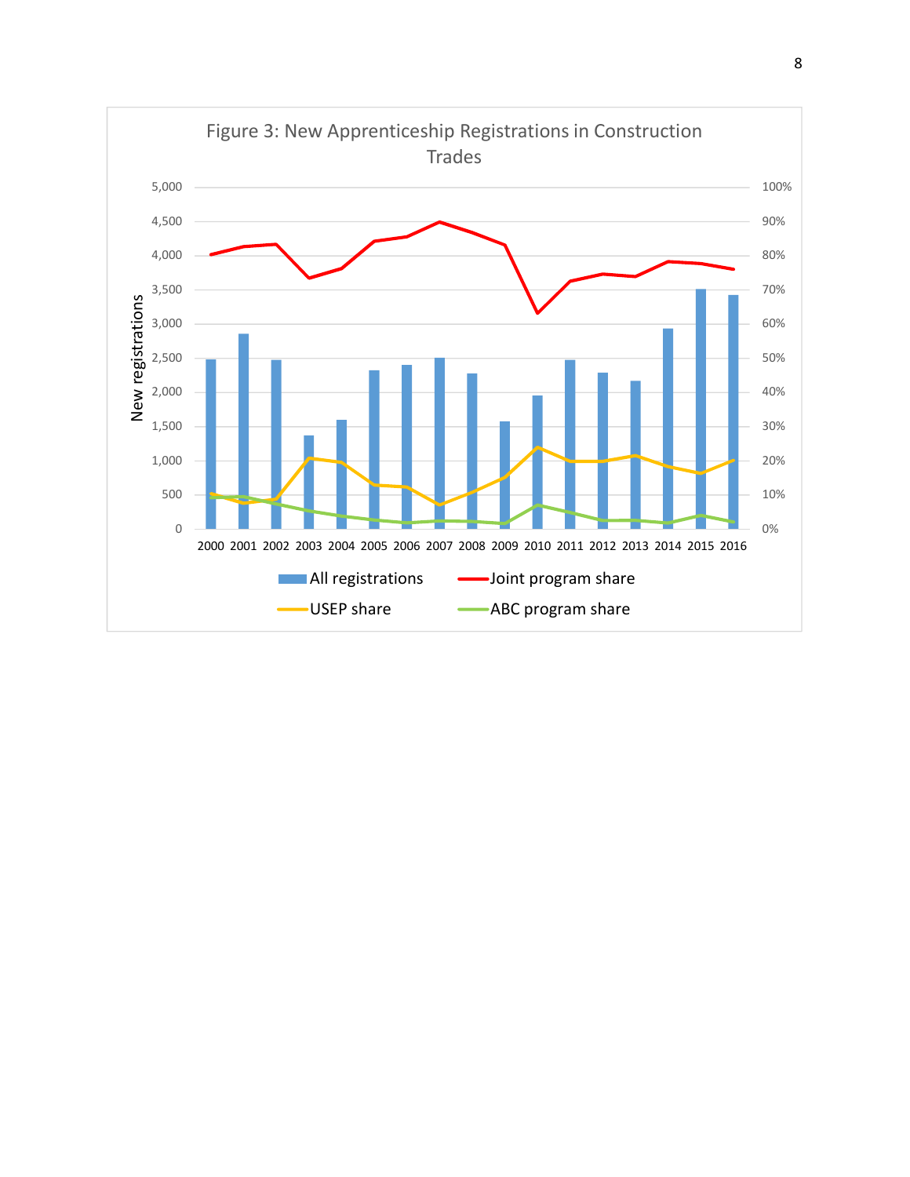Figure 3: New Apprenticeship Registrations in Construction Trades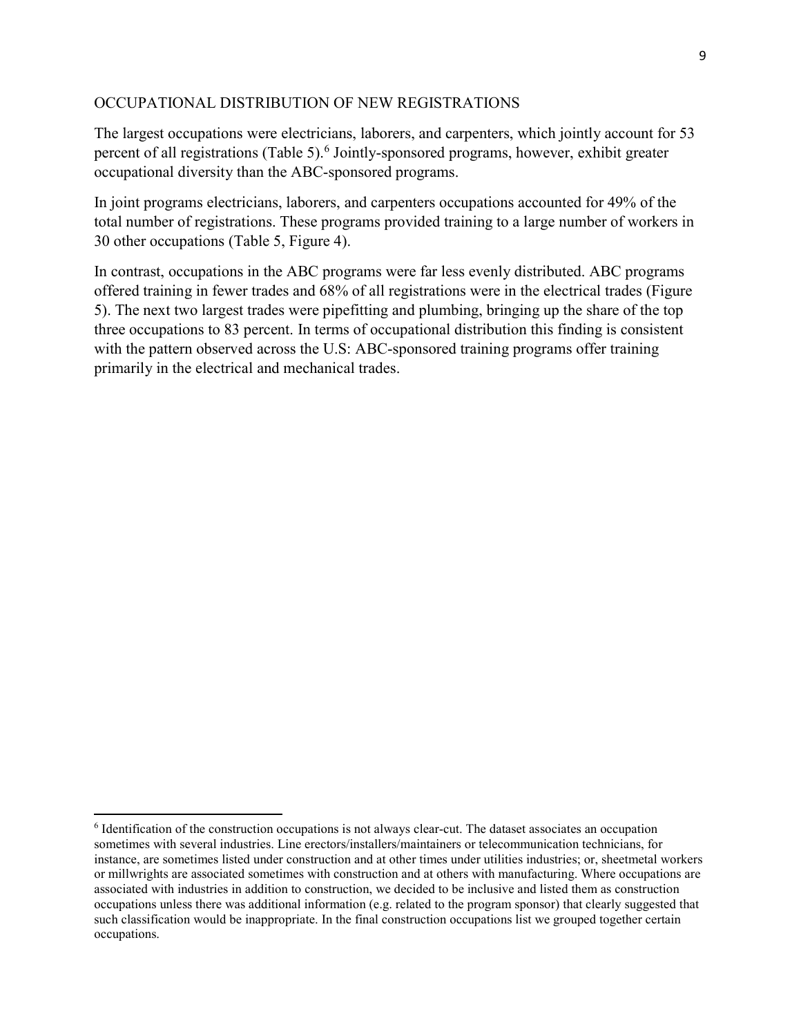## OCCUPATIONAL DISTRIBUTION OF NEW REGISTRATIONS

The largest occupations were electricians, laborers, and carpenters, which jointly account for 53 percent of all registrations (Table 5).[6] Jointly-sponsored programs, however, exhibit greater occupational diversity than the ABC-sponsored programs.

In joint programs electricians, laborers, and carpenters occupations accounted for 49% of the total number of registrations. These programs provided training to a large number of workers in 30 other occupations (Table 5, Figure 4).

In contrast, occupations in the ABC programs were far less evenly distributed. ABC programs offered training in fewer trades and 68% of all registrations were in the electrical trades (Figure 5). The next two largest trades were pipefitting and plumbing, bringing up the share of the top three occupations to 83 percent. In terms of occupational distribution this finding is consistent with the pattern observed across the U.S: ABC-sponsored training programs offer training primarily in the electrical and mechanical trades.

---

[6] Identification of the construction occupations is not always clear-cut. The dataset associates an occupation sometimes with several industries. Line erectors/installers/maintainers or telecommunication technicians, for instance, are sometimes listed under construction and at other times under utilities industries; or, sheetmetal workers or millwrights are associated sometimes with construction and at others with manufacturing. Where occupations are associated with industries in addition to construction, we decided to be inclusive and listed them as construction occupations unless there was additional information (e.g. related to the program sponsor) that clearly suggested that such classification would be inappropriate. In the final construction occupations list we grouped together certain occupations.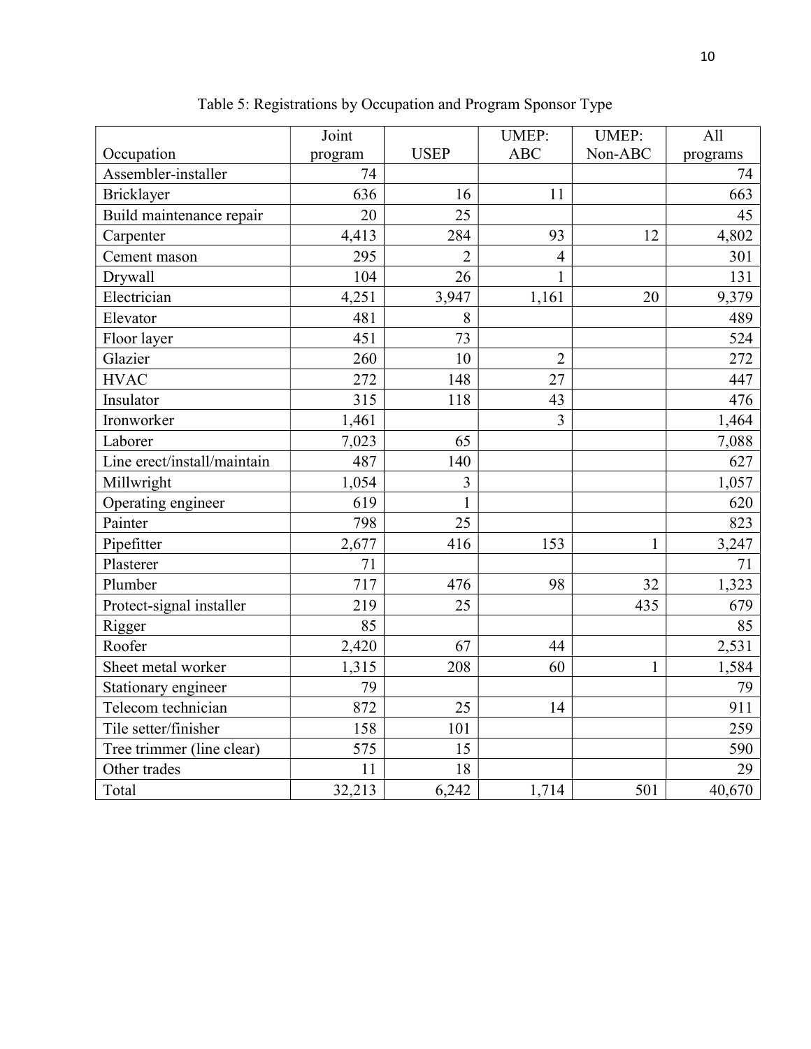Table 5: Registrations by Occupation and Program Sponsor Type

| Occupation | Joint program | USEP | UMEP: ABC | UMEP: Non-ABC | All programs |
|---|---|---|---|---|---|
| Assembler-installer | 74 | | | | 74 |
| Bricklayer | 636 | 16 | 11 | | 663 |
| Build maintenance repair | 20 | 25 | | | 45 |
| Carpenter | 4,413 | 284 | 93 | 12 | 4,802 |
| Cement mason | 295 | 2 | 4 | | 301 |
| Drywall | 104 | 26 | 1 | | 131 |
| Electrician | 4,251 | 3,947 | 1,161 | 20 | 9,379 |
| Elevator | 481 | 8 | | | 489 |
| Floor layer | 451 | 73 | | | 524 |
| Glazier | 260 | 10 | 2 | | 272 |
| HVAC | 272 | 148 | 27 | | 447 |
| Insulator | 315 | 118 | 43 | | 476 |
| Ironworker | 1,461 | | 3 | | 1,464 |
| Laborer | 7,023 | 65 | | | 7,088 |
| Line erect/install/maintain | 487 | 140 | | | 627 |
| Millwright | 1,054 | 3 | | | 1,057 |
| Operating engineer | 619 | 1 | | | 620 |
| Painter | 798 | 25 | | | 823 |
| Pipefitter | 2,677 | 416 | 153 | 1 | 3,247 |
| Plasterer | 71 | | | | 71 |
| Plumber | 717 | 476 | 98 | 32 | 1,323 |
| Protect-signal installer | 219 | 25 | | 435 | 679 |
| Rigger | 85 | | | | 85 |
| Roofer | 2,420 | 67 | 44 | | 2,531 |
| Sheet metal worker | 1,315 | 208 | 60 | 1 | 1,584 |
| Stationary engineer | 79 | | | | 79 |
| Telecom technician | 872 | 25 | 14 | | 911 |
| Tile setter/finisher | 158 | 101 | | | 259 |
| Tree trimmer (line clear) | 575 | 15 | | | 590 |
| Other trades | 11 | 18 | | | 29 |
| Total | 32,213 | 6,242 | 1,714 | 501 | 40,670 |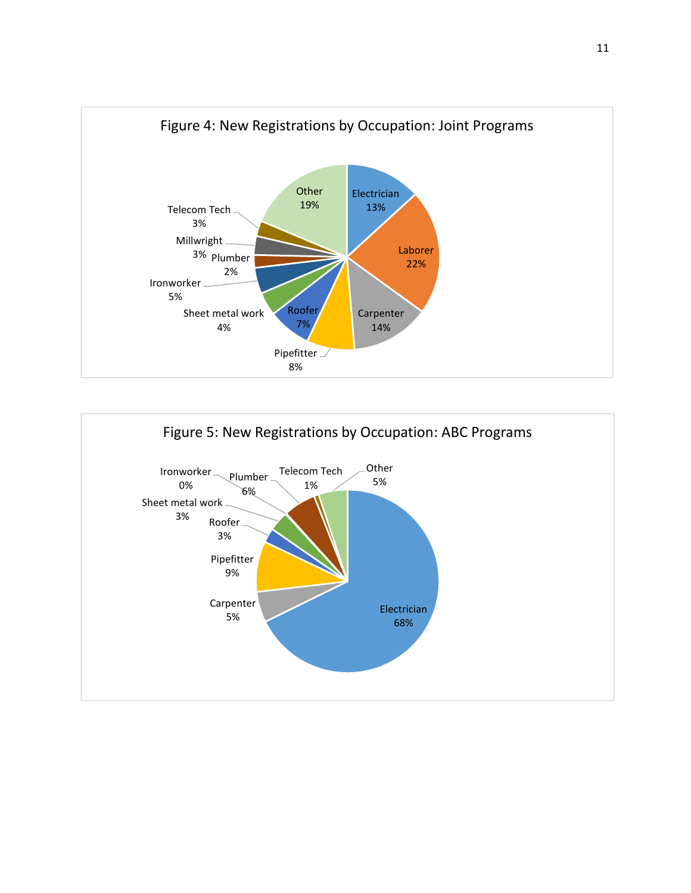Figure 4: New Registrations by Occupation: Joint Programs

| Occupation | Share |
| --- | --- |
| Electrician | 13% |
| Laborer | 22% |
| Carpenter | 14% |
| Pipefitter | 8% |
| Roofer | 7% |
| Sheet metal work | 4% |
| Ironworker | 5% |
| Plumber | 2% |
| Millwright | 3% |
| Telecom Tech | 3% |
| Other | 19% |

Figure 5: New Registrations by Occupation: ABC Programs

| Occupation | Share |
| --- | --- |
| Electrician | 68% |
| Carpenter | 5% |
| Pipefitter | 9% |
| Roofer | 3% |
| Sheet metal work | 3% |
| Ironworker | 0% |
| Plumber | 6% |
| Telecom Tech | 1% |
| Other | 5% |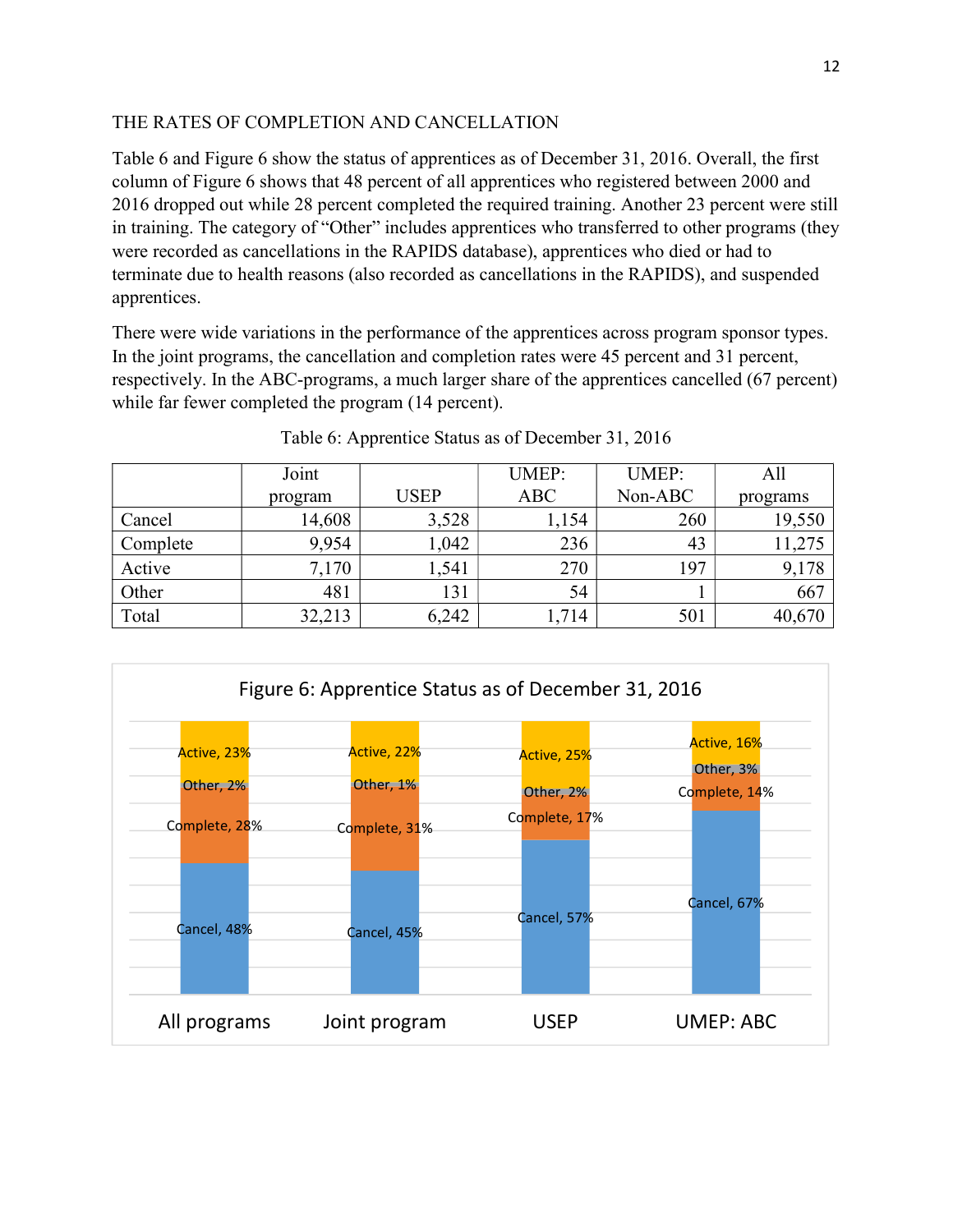## THE RATES OF COMPLETION AND CANCELLATION

Table 6 and Figure 6 show the status of apprentices as of December 31, 2016. Overall, the first column of Figure 6 shows that 48 percent of all apprentices who registered between 2000 and 2016 dropped out while 28 percent completed the required training. Another 23 percent were still in training. The category of "Other" includes apprentices who transferred to other programs (they were recorded as cancellations in the RAPIDS database), apprentices who died or had to terminate due to health reasons (also recorded as cancellations in the RAPIDS), and suspended apprentices.

There were wide variations in the performance of the apprentices across program sponsor types. In the joint programs, the cancellation and completion rates were 45 percent and 31 percent, respectively. In the ABC-programs, a much larger share of the apprentices cancelled (67 percent) while far fewer completed the program (14 percent).

Table 6: Apprentice Status as of December 31, 2016

| | Joint program | USEP | UMEP: ABC | UMEP: Non-ABC | All programs |
|---|---|---|---|---|---|
| Cancel | 14,608 | 3,528 | 1,154 | 260 | 19,550 |
| Complete | 9,954 | 1,042 | 236 | 43 | 11,275 |
| Active | 7,170 | 1,541 | 270 | 197 | 9,178 |
| Other | 481 | 131 | 54 | 1 | 667 |
| Total | 32,213 | 6,242 | 1,714 | 501 | 40,670 |

Figure 6: Apprentice Status as of December 31, 2016

| | All programs | Joint program | USEP | UMEP: ABC |
|---|---|---|---|---|
| Active | 23% | 22% | 25% | 16% |
| Other | 2% | 1% | 2% | 3% |
| Complete | 28% | 31% | 17% | 14% |
| Cancel | 48% | 45% | 57% | 67% |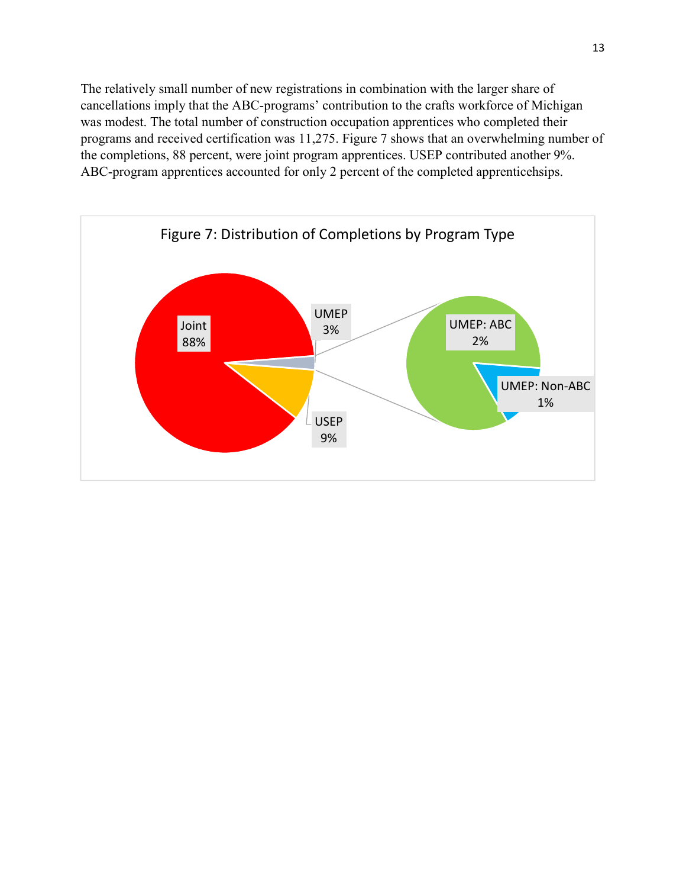The relatively small number of new registrations in combination with the larger share of cancellations imply that the ABC-programs' contribution to the crafts workforce of Michigan was modest. The total number of construction occupation apprentices who completed their programs and received certification was 11,275. Figure 7 shows that an overwhelming number of the completions, 88 percent, were joint program apprentices. USEP contributed another 9%. ABC-program apprentices accounted for only 2 percent of the completed apprenticehsips.

Figure 7: Distribution of Completions by Program Type

Joint 88%

UMEP 3%

USEP 9%

UMEP: ABC 2%

UMEP: Non-ABC 1%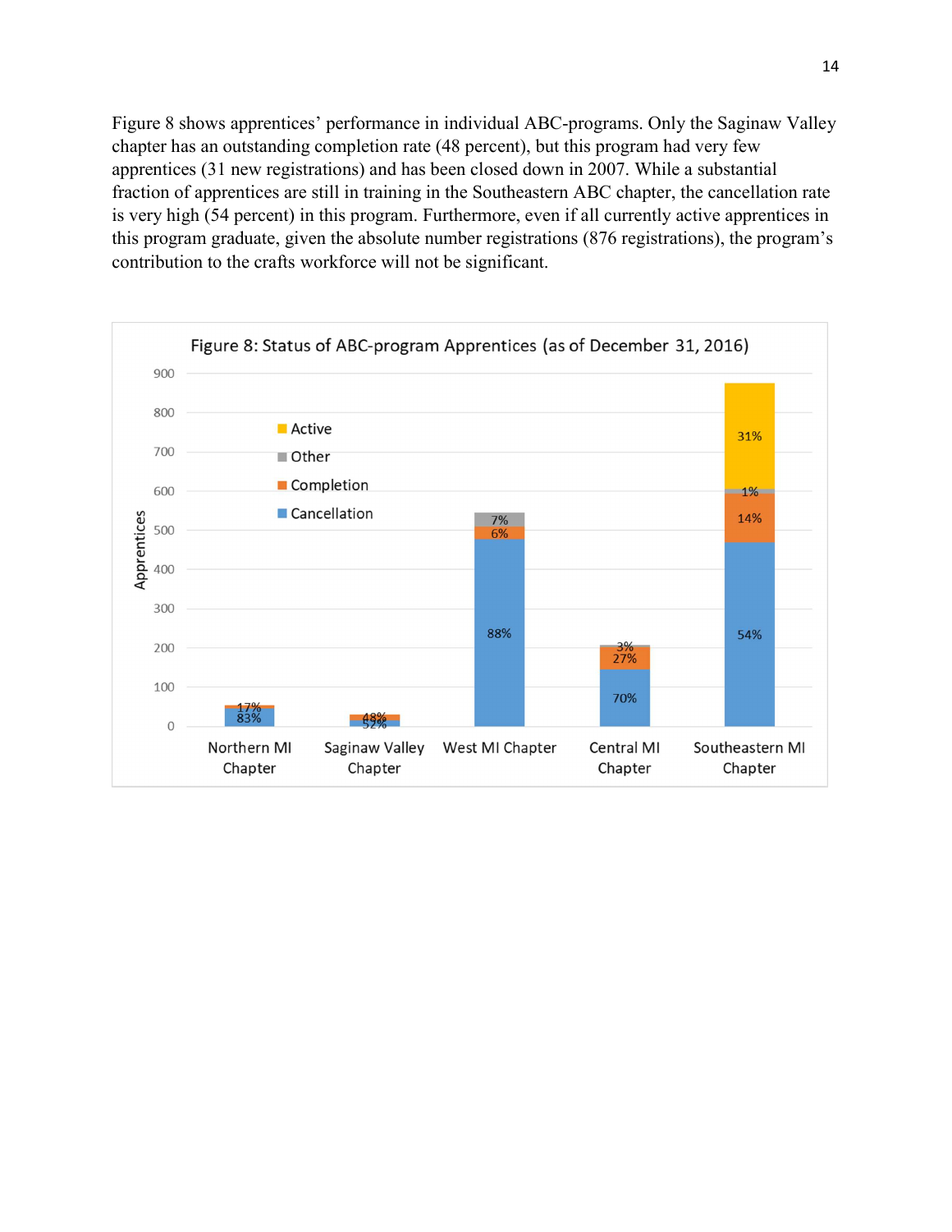Figure 8 shows apprentices' performance in individual ABC-programs. Only the Saginaw Valley chapter has an outstanding completion rate (48 percent), but this program had very few apprentices (31 new registrations) and has been closed down in 2007. While a substantial fraction of apprentices are still in training in the Southeastern ABC chapter, the cancellation rate is very high (54 percent) in this program. Furthermore, even if all currently active apprentices in this program graduate, given the absolute number registrations (876 registrations), the program's contribution to the crafts workforce will not be significant.

Figure 8: Status of ABC-program Apprentices (as of December 31, 2016)

| Chapter | Cancellation | Completion | Other | Active |
|---|---|---|---|---|
| Northern MI Chapter | 83% | 17% | | |
| Saginaw Valley Chapter | 52% | 48% | | |
| West MI Chapter | 88% | 6% | 7% | |
| Central MI Chapter | 70% | 27% | 3% | |
| Southeastern MI Chapter | 54% | 14% | 1% | 31% |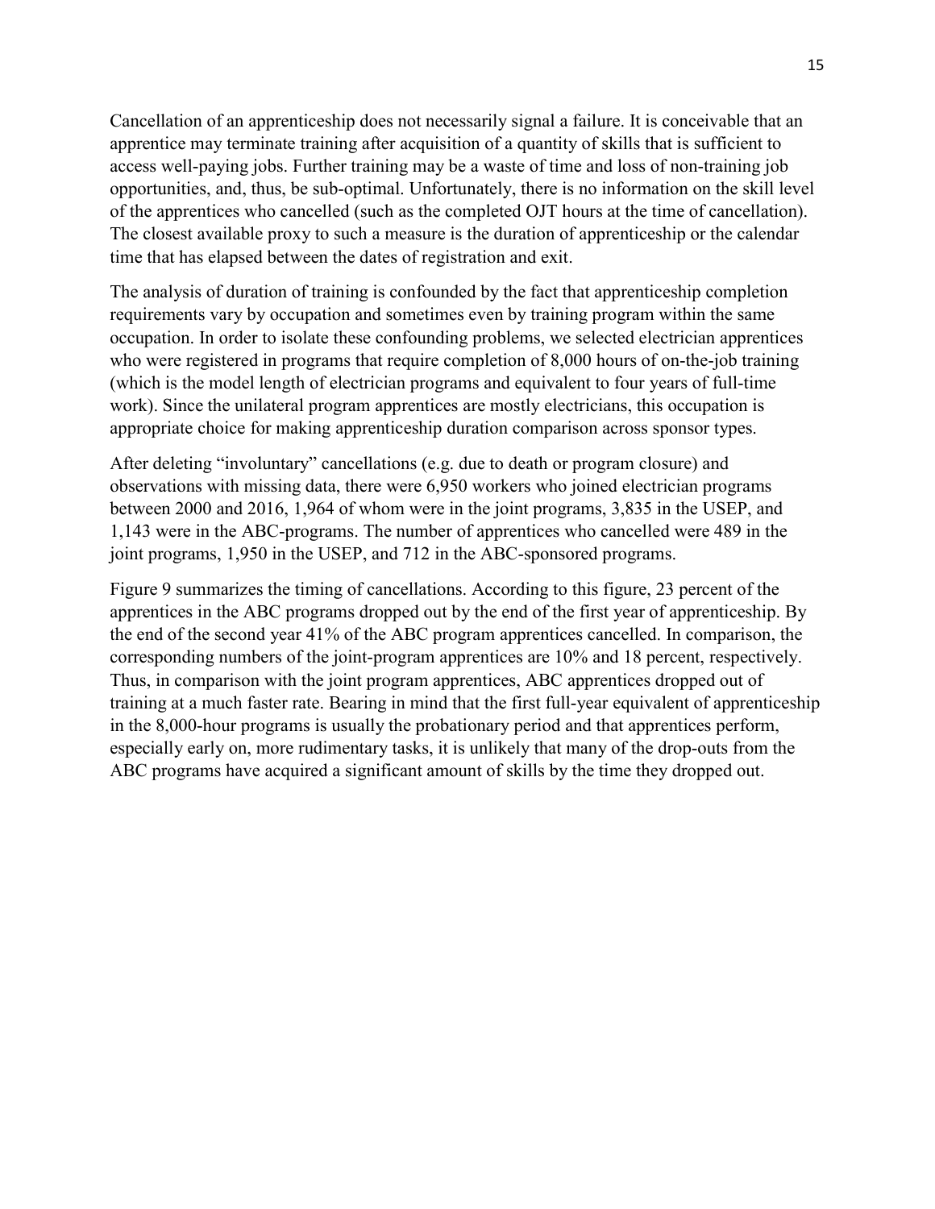Cancellation of an apprenticeship does not necessarily signal a failure. It is conceivable that an apprentice may terminate training after acquisition of a quantity of skills that is sufficient to access well-paying jobs. Further training may be a waste of time and loss of non-training job opportunities, and, thus, be sub-optimal. Unfortunately, there is no information on the skill level of the apprentices who cancelled (such as the completed OJT hours at the time of cancellation). The closest available proxy to such a measure is the duration of apprenticeship or the calendar time that has elapsed between the dates of registration and exit.

The analysis of duration of training is confounded by the fact that apprenticeship completion requirements vary by occupation and sometimes even by training program within the same occupation. In order to isolate these confounding problems, we selected electrician apprentices who were registered in programs that require completion of 8,000 hours of on-the-job training (which is the model length of electrician programs and equivalent to four years of full-time work). Since the unilateral program apprentices are mostly electricians, this occupation is appropriate choice for making apprenticeship duration comparison across sponsor types.

After deleting "involuntary" cancellations (e.g. due to death or program closure) and observations with missing data, there were 6,950 workers who joined electrician programs between 2000 and 2016, 1,964 of whom were in the joint programs, 3,835 in the USEP, and 1,143 were in the ABC-programs. The number of apprentices who cancelled were 489 in the joint programs, 1,950 in the USEP, and 712 in the ABC-sponsored programs.

Figure 9 summarizes the timing of cancellations. According to this figure, 23 percent of the apprentices in the ABC programs dropped out by the end of the first year of apprenticeship. By the end of the second year 41% of the ABC program apprentices cancelled. In comparison, the corresponding numbers of the joint-program apprentices are 10% and 18 percent, respectively. Thus, in comparison with the joint program apprentices, ABC apprentices dropped out of training at a much faster rate. Bearing in mind that the first full-year equivalent of apprenticeship in the 8,000-hour programs is usually the probationary period and that apprentices perform, especially early on, more rudimentary tasks, it is unlikely that many of the drop-outs from the ABC programs have acquired a significant amount of skills by the time they dropped out.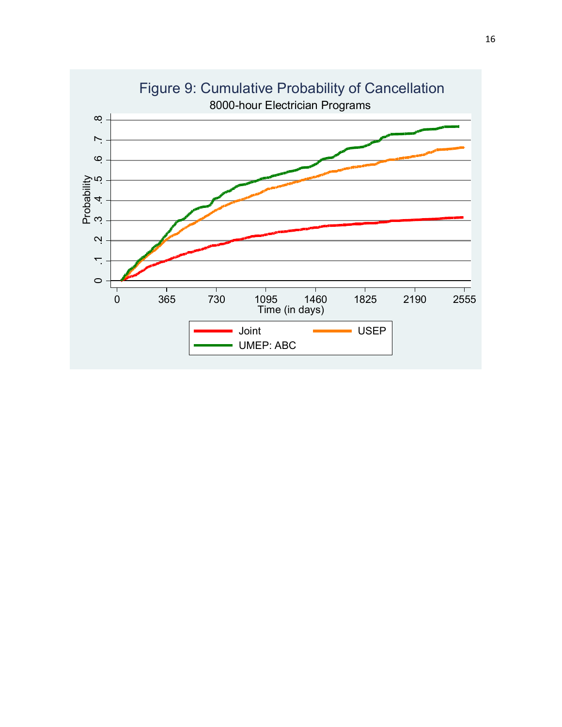Figure 9: Cumulative Probability of Cancellation

8000-hour Electrician Programs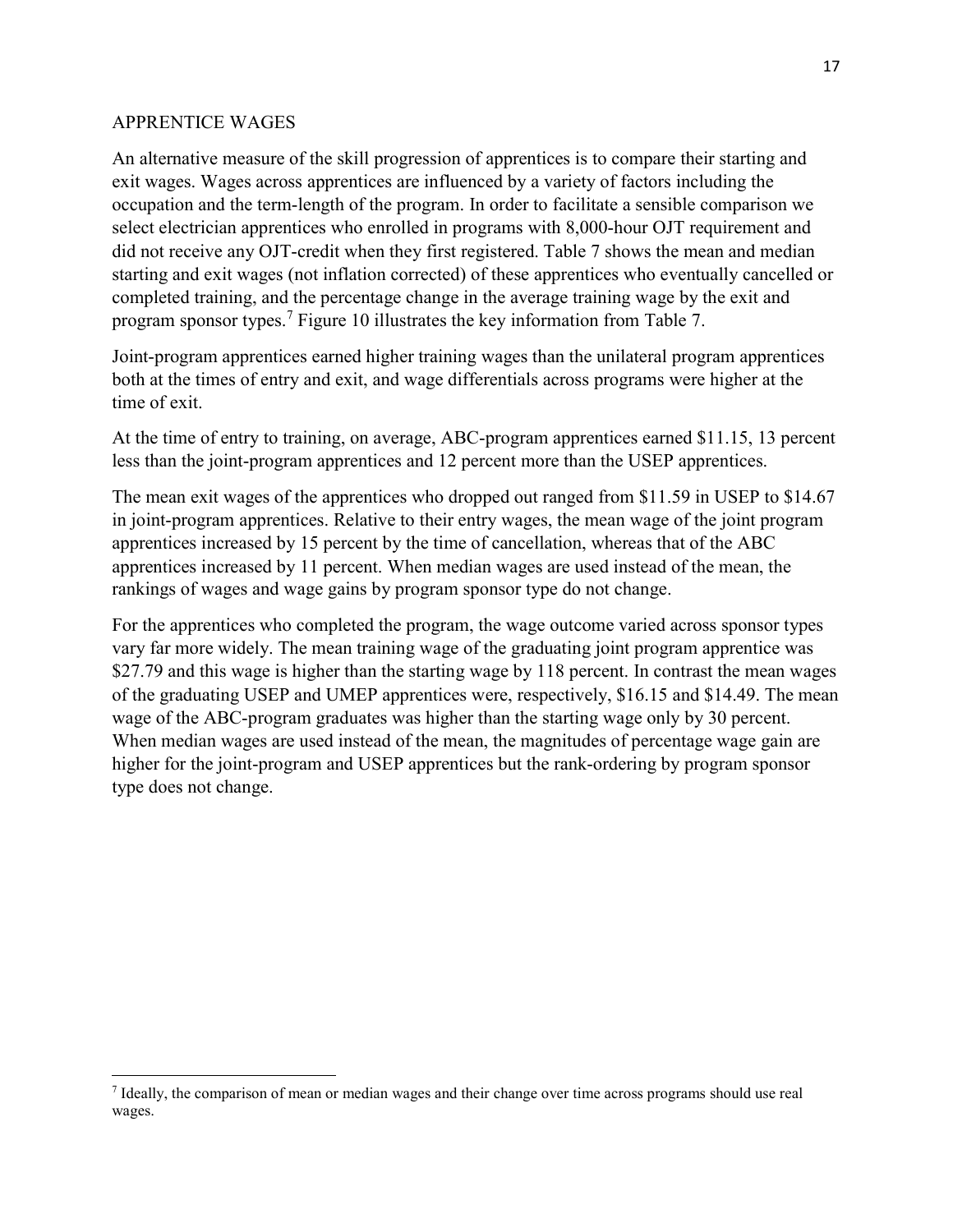## APPRENTICE WAGES

An alternative measure of the skill progression of apprentices is to compare their starting and exit wages. Wages across apprentices are influenced by a variety of factors including the occupation and the term-length of the program. In order to facilitate a sensible comparison we select electrician apprentices who enrolled in programs with 8,000-hour OJT requirement and did not receive any OJT-credit when they first registered. Table 7 shows the mean and median starting and exit wages (not inflation corrected) of these apprentices who eventually cancelled or completed training, and the percentage change in the average training wage by the exit and program sponsor types.[7] Figure 10 illustrates the key information from Table 7.

Joint-program apprentices earned higher training wages than the unilateral program apprentices both at the times of entry and exit, and wage differentials across programs were higher at the time of exit.

At the time of entry to training, on average, ABC-program apprentices earned $11.15, 13 percent less than the joint-program apprentices and 12 percent more than the USEP apprentices.

The mean exit wages of the apprentices who dropped out ranged from $11.59 in USEP to $14.67 in joint-program apprentices. Relative to their entry wages, the mean wage of the joint program apprentices increased by 15 percent by the time of cancellation, whereas that of the ABC apprentices increased by 11 percent. When median wages are used instead of the mean, the rankings of wages and wage gains by program sponsor type do not change.

For the apprentices who completed the program, the wage outcome varied across sponsor types vary far more widely. The mean training wage of the graduating joint program apprentice was $27.79 and this wage is higher than the starting wage by 118 percent. In contrast the mean wages of the graduating USEP and UMEP apprentices were, respectively, $16.15 and $14.49. The mean wage of the ABC-program graduates was higher than the starting wage only by 30 percent. When median wages are used instead of the mean, the magnitudes of percentage wage gain are higher for the joint-program and USEP apprentices but the rank-ordering by program sponsor type does not change.

[7] Ideally, the comparison of mean or median wages and their change over time across programs should use real wages.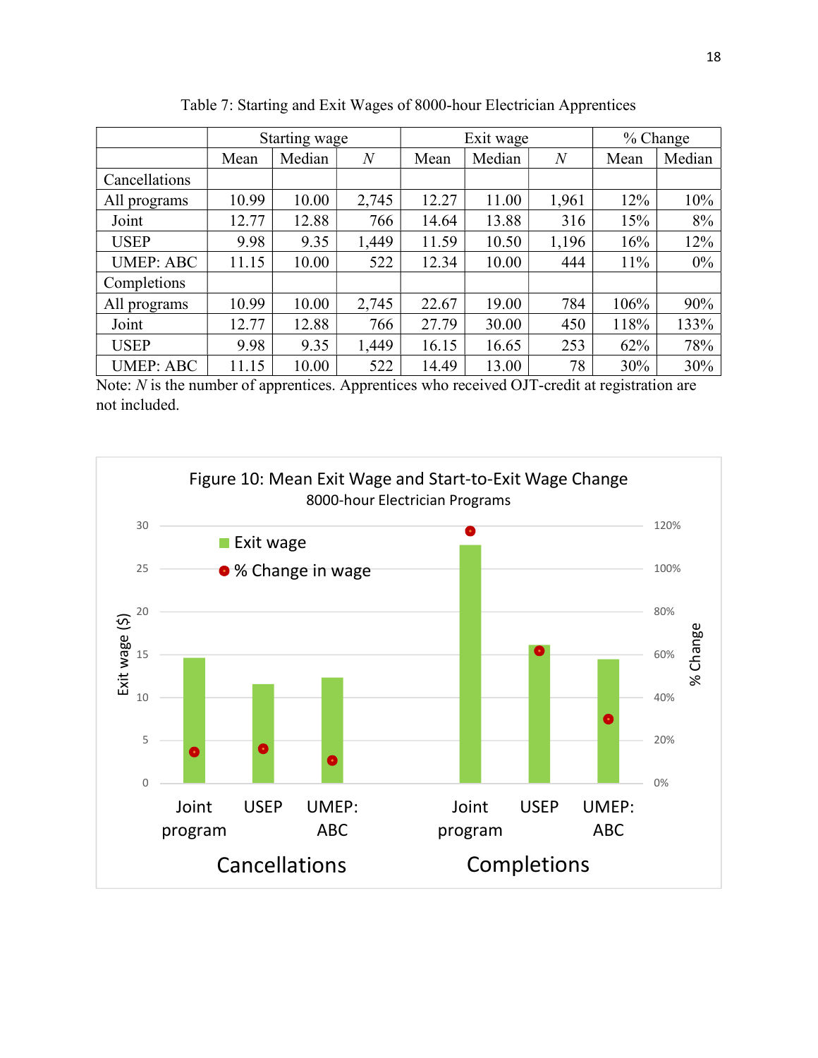Table 7: Starting and Exit Wages of 8000-hour Electrician Apprentices

| | Starting wage | | | Exit wage | | | % Change | |
|---|---|---|---|---|---|---|---|---|
| | Mean | Median | *N* | Mean | Median | *N* | Mean | Median |
| Cancellations | | | | | | | | |
| All programs | 10.99 | 10.00 | 2,745 | 12.27 | 11.00 | 1,961 | 12% | 10% |
| Joint | 12.77 | 12.88 | 766 | 14.64 | 13.88 | 316 | 15% | 8% |
| USEP | 9.98 | 9.35 | 1,449 | 11.59 | 10.50 | 1,196 | 16% | 12% |
| UMEP: ABC | 11.15 | 10.00 | 522 | 12.34 | 10.00 | 444 | 11% | 0% |
| Completions | | | | | | | | |
| All programs | 10.99 | 10.00 | 2,745 | 22.67 | 19.00 | 784 | 106% | 90% |
| Joint | 12.77 | 12.88 | 766 | 27.79 | 30.00 | 450 | 118% | 133% |
| USEP | 9.98 | 9.35 | 1,449 | 16.15 | 16.65 | 253 | 62% | 78% |
| UMEP: ABC | 11.15 | 10.00 | 522 | 14.49 | 13.00 | 78 | 30% | 30% |

Note: *N* is the number of apprentices. Apprentices who received OJT-credit at registration are not included.

Figure 10: Mean Exit Wage and Start-to-Exit Wage Change
8000-hour Electrician Programs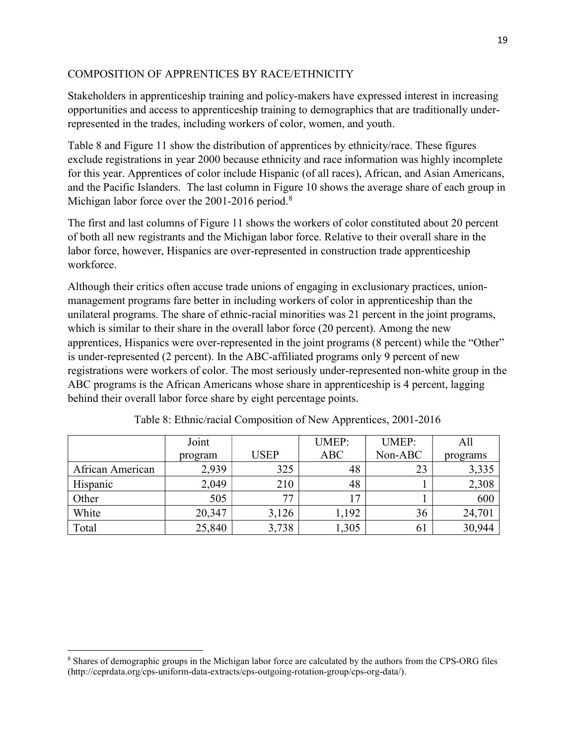## COMPOSITION OF APPRENTICES BY RACE/ETHNICITY

Stakeholders in apprenticeship training and policy-makers have expressed interest in increasing opportunities and access to apprenticeship training to demographics that are traditionally under-represented in the trades, including workers of color, women, and youth.

Table 8 and Figure 11 show the distribution of apprentices by ethnicity/race. These figures exclude registrations in year 2000 because ethnicity and race information was highly incomplete for this year. Apprentices of color include Hispanic (of all races), African, and Asian Americans, and the Pacific Islanders. The last column in Figure 10 shows the average share of each group in Michigan labor force over the 2001-2016 period.[8]

The first and last columns of Figure 11 shows the workers of color constituted about 20 percent of both all new registrants and the Michigan labor force. Relative to their overall share in the labor force, however, Hispanics are over-represented in construction trade apprenticeship workforce.

Although their critics often accuse trade unions of engaging in exclusionary practices, union-management programs fare better in including workers of color in apprenticeship than the unilateral programs. The share of ethnic-racial minorities was 21 percent in the joint programs, which is similar to their share in the overall labor force (20 percent). Among the new apprentices, Hispanics were over-represented in the joint programs (8 percent) while the "Other" is under-represented (2 percent). In the ABC-affiliated programs only 9 percent of new registrations were workers of color. The most seriously under-represented non-white group in the ABC programs is the African Americans whose share in apprenticeship is 4 percent, lagging behind their overall labor force share by eight percentage points.

Table 8: Ethnic/racial Composition of New Apprentices, 2001-2016

| | Joint program | USEP | UMEP: ABC | UMEP: Non-ABC | All programs |
|---|---|---|---|---|---|
| African American | 2,939 | 325 | 48 | 23 | 3,335 |
| Hispanic | 2,049 | 210 | 48 | 1 | 2,308 |
| Other | 505 | 77 | 17 | 1 | 600 |
| White | 20,347 | 3,126 | 1,192 | 36 | 24,701 |
| Total | 25,840 | 3,738 | 1,305 | 61 | 30,944 |

[8] Shares of demographic groups in the Michigan labor force are calculated by the authors from the CPS-ORG files (http://ceprdata.org/cps-uniform-data-extracts/cps-outgoing-rotation-group/cps-org-data/).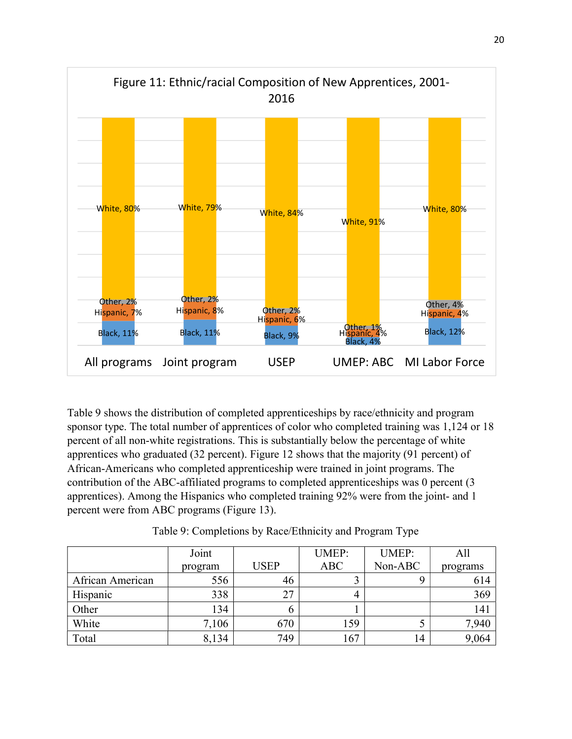Figure 11: Ethnic/racial Composition of New Apprentices, 2001-2016

| | All programs | Joint program | USEP | UMEP: ABC | MI Labor Force |
|---|---|---|---|---|---|
| White | 80% | 79% | 84% | 91% | 80% |
| Other | 2% | 2% | 2% | 1% | 4% |
| Hispanic | 7% | 8% | 6% | 4% | 4% |
| Black | 11% | 11% | 9% | 4% | 12% |

Table 9 shows the distribution of completed apprenticeships by race/ethnicity and program sponsor type. The total number of apprentices of color who completed training was 1,124 or 18 percent of all non-white registrations. This is substantially below the percentage of white apprentices who graduated (32 percent). Figure 12 shows that the majority (91 percent) of African-Americans who completed apprenticeship were trained in joint programs. The contribution of the ABC-affiliated programs to completed apprenticeships was 0 percent (3 apprentices). Among the Hispanics who completed training 92% were from the joint- and 1 percent were from ABC programs (Figure 13).

Table 9: Completions by Race/Ethnicity and Program Type

| | Joint program | USEP | UMEP: ABC | UMEP: Non-ABC | All programs |
|---|---|---|---|---|---|
| African American | 556 | 46 | 3 | 9 | 614 |
| Hispanic | 338 | 27 | 4 | | 369 |
| Other | 134 | 6 | 1 | | 141 |
| White | 7,106 | 670 | 159 | 5 | 7,940 |
| Total | 8,134 | 749 | 167 | 14 | 9,064 |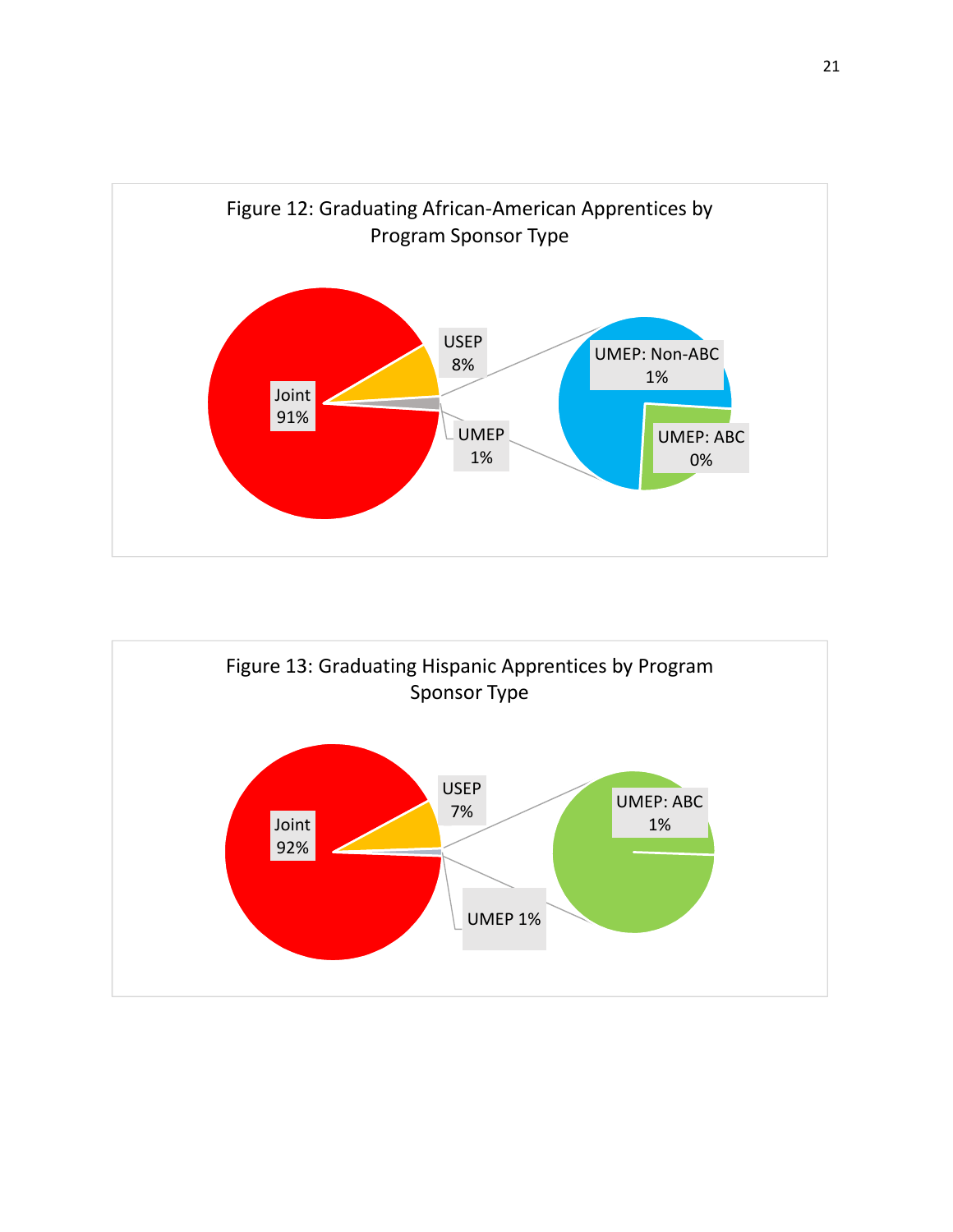Figure 12: Graduating African-American Apprentices by Program Sponsor Type

Joint 91%

USEP 8%

UMEP 1%

UMEP: Non-ABC 1%

UMEP: ABC 0%

Figure 13: Graduating Hispanic Apprentices by Program Sponsor Type

Joint 92%

USEP 7%

UMEP 1%

UMEP: ABC 1%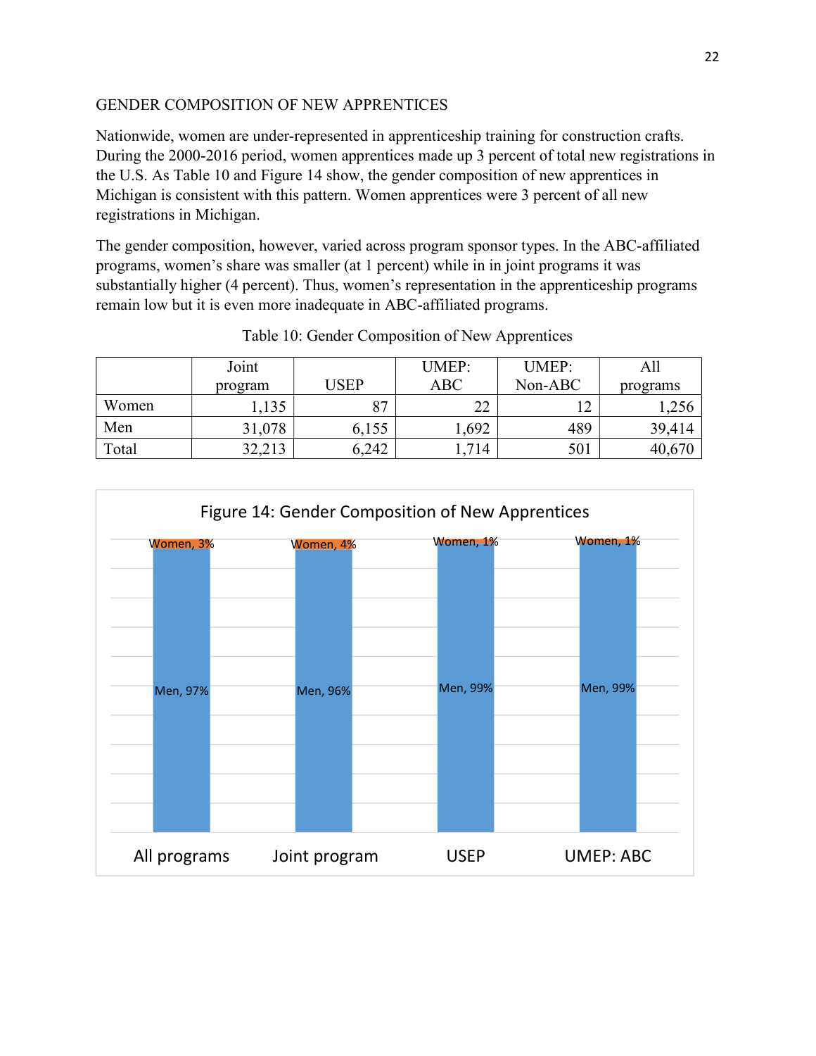GENDER COMPOSITION OF NEW APPRENTICES

Nationwide, women are under-represented in apprenticeship training for construction crafts. During the 2000-2016 period, women apprentices made up 3 percent of total new registrations in the U.S. As Table 10 and Figure 14 show, the gender composition of new apprentices in Michigan is consistent with this pattern. Women apprentices were 3 percent of all new registrations in Michigan.

The gender composition, however, varied across program sponsor types. In the ABC-affiliated programs, women's share was smaller (at 1 percent) while in in joint programs it was substantially higher (4 percent). Thus, women's representation in the apprenticeship programs remain low but it is even more inadequate in ABC-affiliated programs.

Table 10: Gender Composition of New Apprentices

| | Joint program | USEP | UMEP: ABC | UMEP: Non-ABC | All programs |
|---|---|---|---|---|---|
| Women | 1,135 | 87 | 22 | 12 | 1,256 |
| Men | 31,078 | 6,155 | 1,692 | 489 | 39,414 |
| Total | 32,213 | 6,242 | 1,714 | 501 | 40,670 |

Figure 14: Gender Composition of New Apprentices

| | All programs | Joint program | USEP | UMEP: ABC |
|---|---|---|---|---|
| Women | 3% | 4% | 1% | 1% |
| Men | 97% | 96% | 99% | 99% |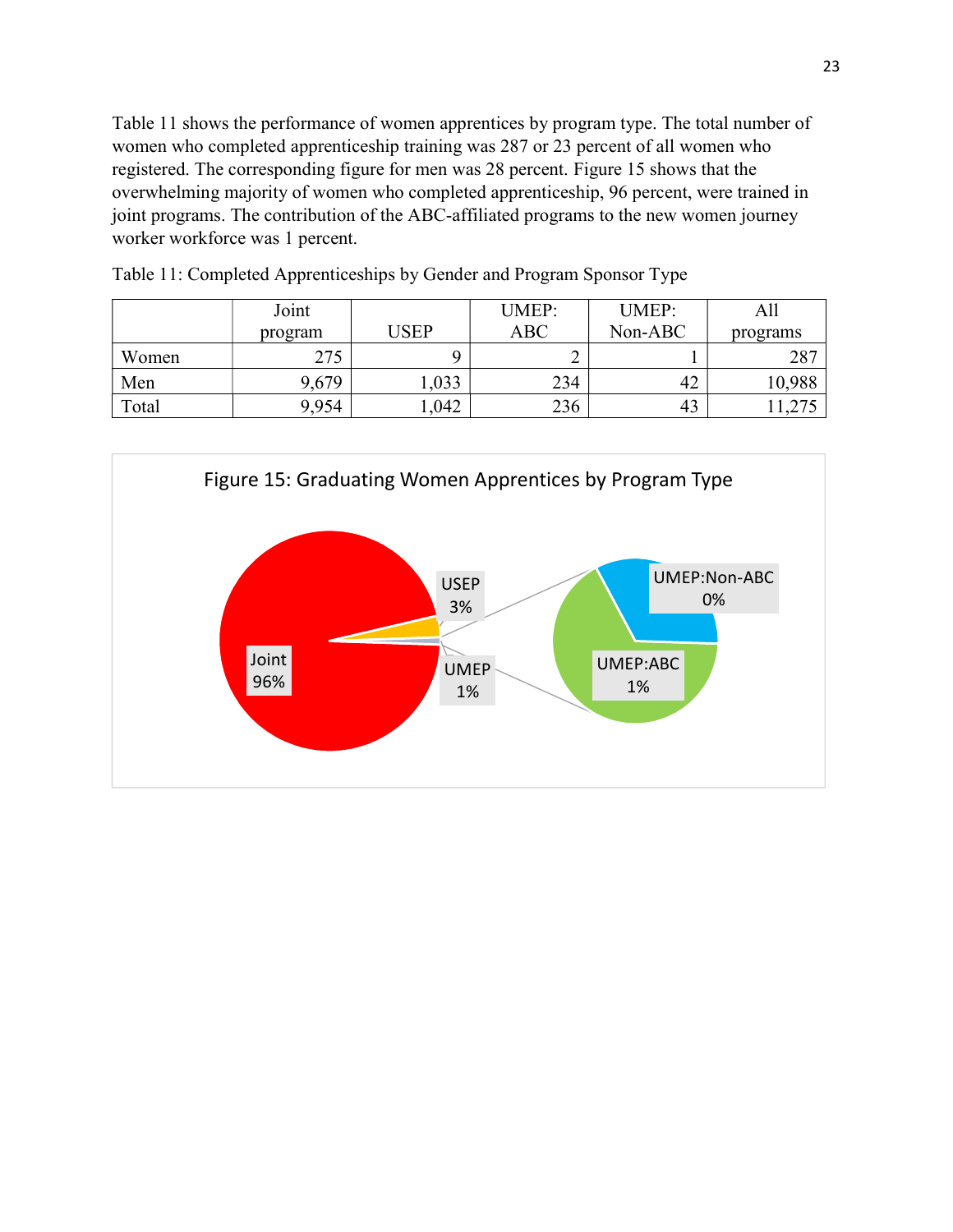Table 11 shows the performance of women apprentices by program type. The total number of women who completed apprenticeship training was 287 or 23 percent of all women who registered. The corresponding figure for men was 28 percent. Figure 15 shows that the overwhelming majority of women who completed apprenticeship, 96 percent, were trained in joint programs. The contribution of the ABC-affiliated programs to the new women journey worker workforce was 1 percent.

Table 11: Completed Apprenticeships by Gender and Program Sponsor Type

| | Joint program | USEP | UMEP: ABC | UMEP: Non-ABC | All programs |
|---|---|---|---|---|---|
| Women | 275 | 9 | 2 | 1 | 287 |
| Men | 9,679 | 1,033 | 234 | 42 | 10,988 |
| Total | 9,954 | 1,042 | 236 | 43 | 11,275 |

Figure 15: Graduating Women Apprentices by Program Type

Joint 96%; USEP 3%; UMEP 1%; UMEP:ABC 1%; UMEP:Non-ABC 0%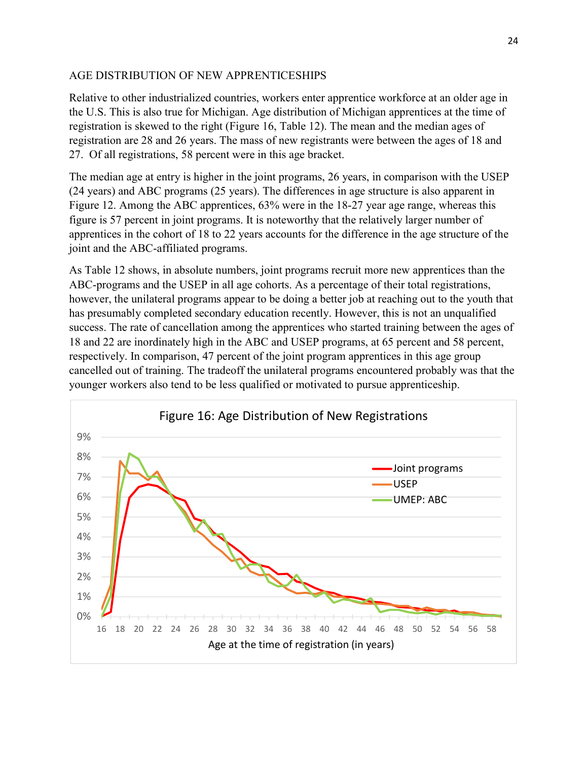## AGE DISTRIBUTION OF NEW APPRENTICESHIPS

Relative to other industrialized countries, workers enter apprentice workforce at an older age in the U.S. This is also true for Michigan. Age distribution of Michigan apprentices at the time of registration is skewed to the right (Figure 16, Table 12). The mean and the median ages of registration are 28 and 26 years. The mass of new registrants were between the ages of 18 and 27. Of all registrations, 58 percent were in this age bracket.

The median age at entry is higher in the joint programs, 26 years, in comparison with the USEP (24 years) and ABC programs (25 years). The differences in age structure is also apparent in Figure 12. Among the ABC apprentices, 63% were in the 18-27 year age range, whereas this figure is 57 percent in joint programs. It is noteworthy that the relatively larger number of apprentices in the cohort of 18 to 22 years accounts for the difference in the age structure of the joint and the ABC-affiliated programs.

As Table 12 shows, in absolute numbers, joint programs recruit more new apprentices than the ABC-programs and the USEP in all age cohorts. As a percentage of their total registrations, however, the unilateral programs appear to be doing a better job at reaching out to the youth that has presumably completed secondary education recently. However, this is not an unqualified success. The rate of cancellation among the apprentices who started training between the ages of 18 and 22 are inordinately high in the ABC and USEP programs, at 65 percent and 58 percent, respectively. In comparison, 47 percent of the joint program apprentices in this age group cancelled out of training. The tradeoff the unilateral programs encountered probably was that the younger workers also tend to be less qualified or motivated to pursue apprenticeship.

Figure 16: Age Distribution of New Registrations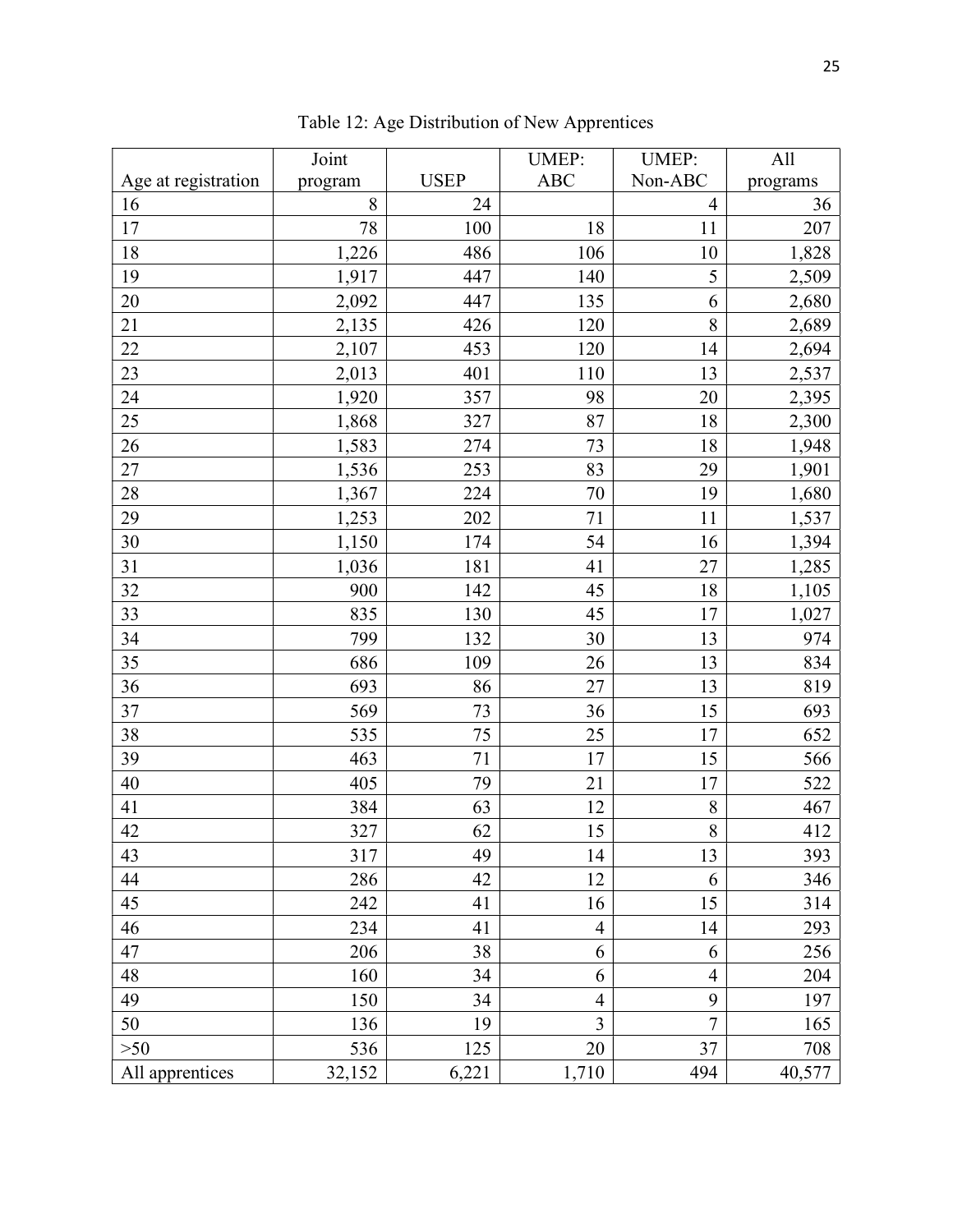Table 12: Age Distribution of New Apprentices

| Age at registration | Joint program | USEP | UMEP: ABC | UMEP: Non-ABC | All programs |
|---|---|---|---|---|---|
| 16 | 8 | 24 | | 4 | 36 |
| 17 | 78 | 100 | 18 | 11 | 207 |
| 18 | 1,226 | 486 | 106 | 10 | 1,828 |
| 19 | 1,917 | 447 | 140 | 5 | 2,509 |
| 20 | 2,092 | 447 | 135 | 6 | 2,680 |
| 21 | 2,135 | 426 | 120 | 8 | 2,689 |
| 22 | 2,107 | 453 | 120 | 14 | 2,694 |
| 23 | 2,013 | 401 | 110 | 13 | 2,537 |
| 24 | 1,920 | 357 | 98 | 20 | 2,395 |
| 25 | 1,868 | 327 | 87 | 18 | 2,300 |
| 26 | 1,583 | 274 | 73 | 18 | 1,948 |
| 27 | 1,536 | 253 | 83 | 29 | 1,901 |
| 28 | 1,367 | 224 | 70 | 19 | 1,680 |
| 29 | 1,253 | 202 | 71 | 11 | 1,537 |
| 30 | 1,150 | 174 | 54 | 16 | 1,394 |
| 31 | 1,036 | 181 | 41 | 27 | 1,285 |
| 32 | 900 | 142 | 45 | 18 | 1,105 |
| 33 | 835 | 130 | 45 | 17 | 1,027 |
| 34 | 799 | 132 | 30 | 13 | 974 |
| 35 | 686 | 109 | 26 | 13 | 834 |
| 36 | 693 | 86 | 27 | 13 | 819 |
| 37 | 569 | 73 | 36 | 15 | 693 |
| 38 | 535 | 75 | 25 | 17 | 652 |
| 39 | 463 | 71 | 17 | 15 | 566 |
| 40 | 405 | 79 | 21 | 17 | 522 |
| 41 | 384 | 63 | 12 | 8 | 467 |
| 42 | 327 | 62 | 15 | 8 | 412 |
| 43 | 317 | 49 | 14 | 13 | 393 |
| 44 | 286 | 42 | 12 | 6 | 346 |
| 45 | 242 | 41 | 16 | 15 | 314 |
| 46 | 234 | 41 | 4 | 14 | 293 |
| 47 | 206 | 38 | 6 | 6 | 256 |
| 48 | 160 | 34 | 6 | 4 | 204 |
| 49 | 150 | 34 | 4 | 9 | 197 |
| 50 | 136 | 19 | 3 | 7 | 165 |
| >50 | 536 | 125 | 20 | 37 | 708 |
| All apprentices | 32,152 | 6,221 | 1,710 | 494 | 40,577 |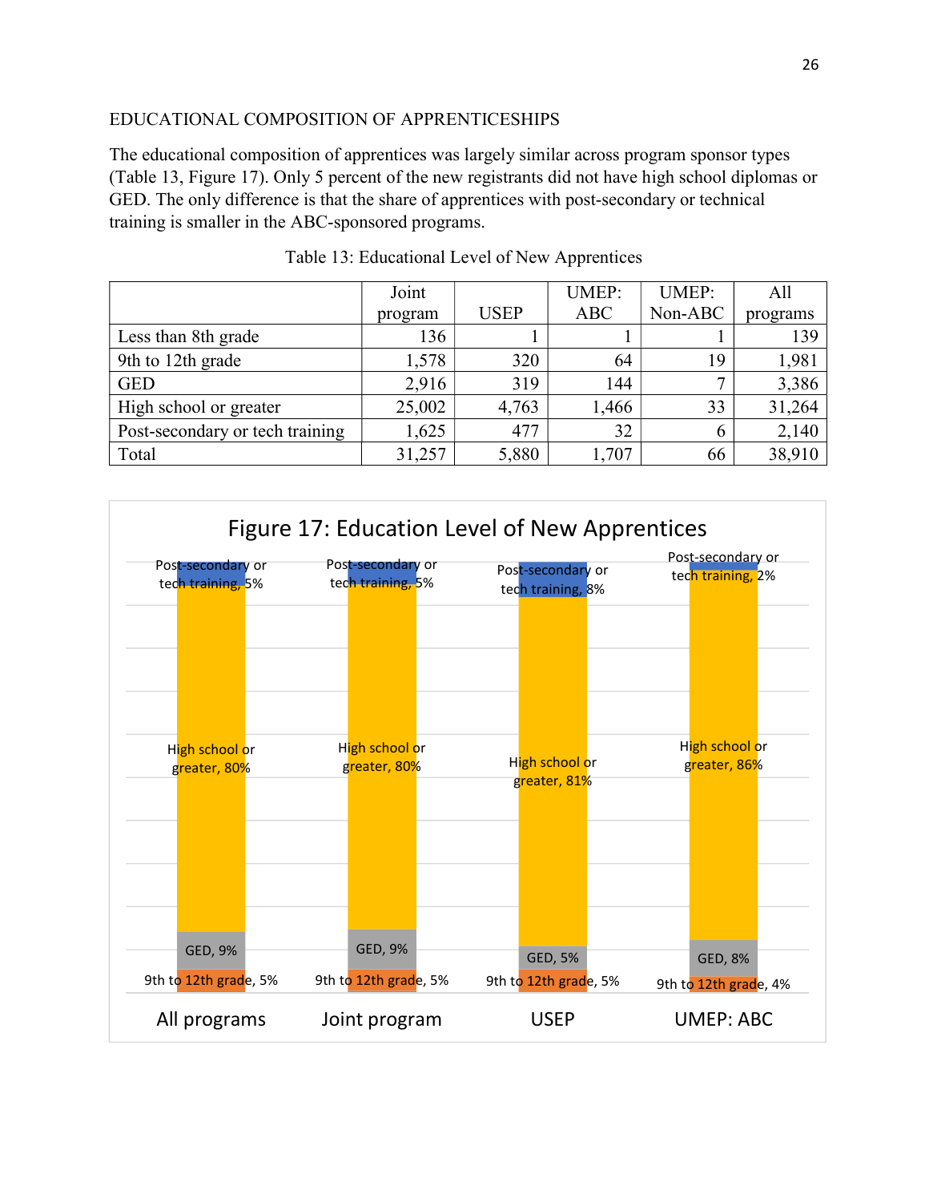EDUCATIONAL COMPOSITION OF APPRENTICESHIPS

The educational composition of apprentices was largely similar across program sponsor types (Table 13, Figure 17). Only 5 percent of the new registrants did not have high school diplomas or GED. The only difference is that the share of apprentices with post-secondary or technical training is smaller in the ABC-sponsored programs.

Table 13: Educational Level of New Apprentices

| | Joint program | USEP | UMEP: ABC | UMEP: Non-ABC | All programs |
|---|---|---|---|---|---|
| Less than 8th grade | 136 | 1 | 1 | 1 | 139 |
| 9th to 12th grade | 1,578 | 320 | 64 | 19 | 1,981 |
| GED | 2,916 | 319 | 144 | 7 | 3,386 |
| High school or greater | 25,002 | 4,763 | 1,466 | 33 | 31,264 |
| Post-secondary or tech training | 1,625 | 477 | 32 | 6 | 2,140 |
| Total | 31,257 | 5,880 | 1,707 | 66 | 38,910 |

Figure 17: Education Level of New Apprentices

| | All programs | Joint program | USEP | UMEP: ABC |
|---|---|---|---|---|
| Post-secondary or tech training | 5% | 5% | 8% | 2% |
| High school or greater | 80% | 80% | 81% | 86% |
| GED | 9% | 9% | 5% | 8% |
| 9th to 12th grade | 5% | 5% | 5% | 4% |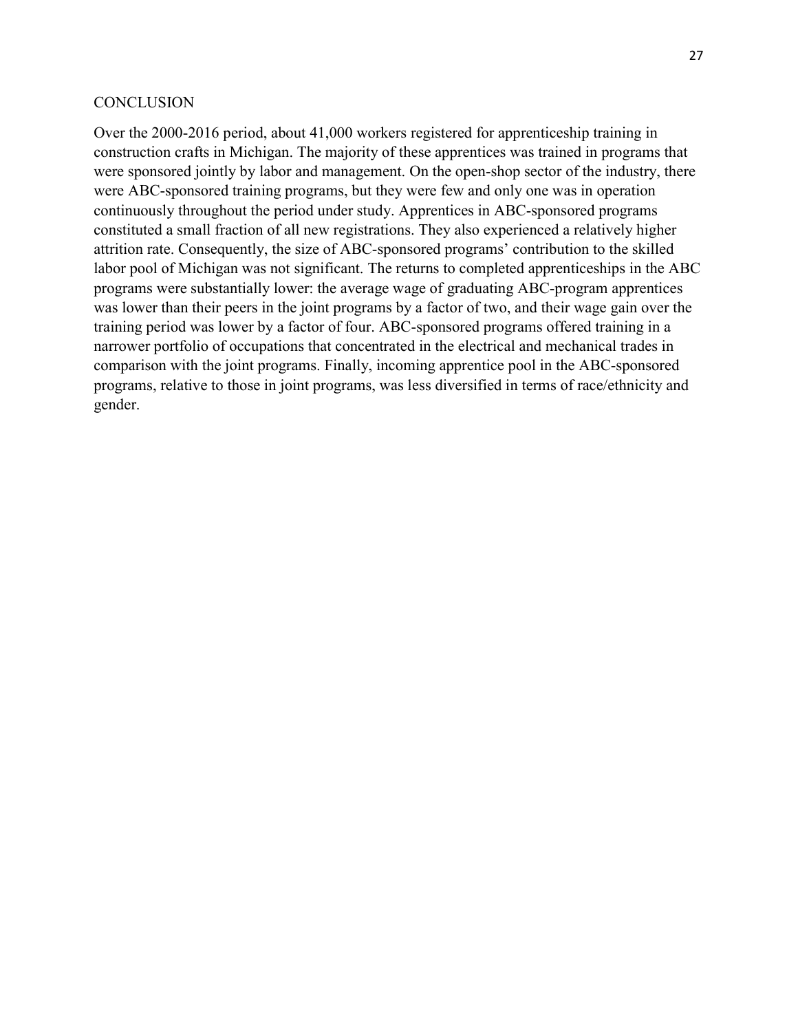## CONCLUSION

Over the 2000-2016 period, about 41,000 workers registered for apprenticeship training in construction crafts in Michigan. The majority of these apprentices was trained in programs that were sponsored jointly by labor and management. On the open-shop sector of the industry, there were ABC-sponsored training programs, but they were few and only one was in operation continuously throughout the period under study. Apprentices in ABC-sponsored programs constituted a small fraction of all new registrations. They also experienced a relatively higher attrition rate. Consequently, the size of ABC-sponsored programs' contribution to the skilled labor pool of Michigan was not significant. The returns to completed apprenticeships in the ABC programs were substantially lower: the average wage of graduating ABC-program apprentices was lower than their peers in the joint programs by a factor of two, and their wage gain over the training period was lower by a factor of four. ABC-sponsored programs offered training in a narrower portfolio of occupations that concentrated in the electrical and mechanical trades in comparison with the joint programs. Finally, incoming apprentice pool in the ABC-sponsored programs, relative to those in joint programs, was less diversified in terms of race/ethnicity and gender.